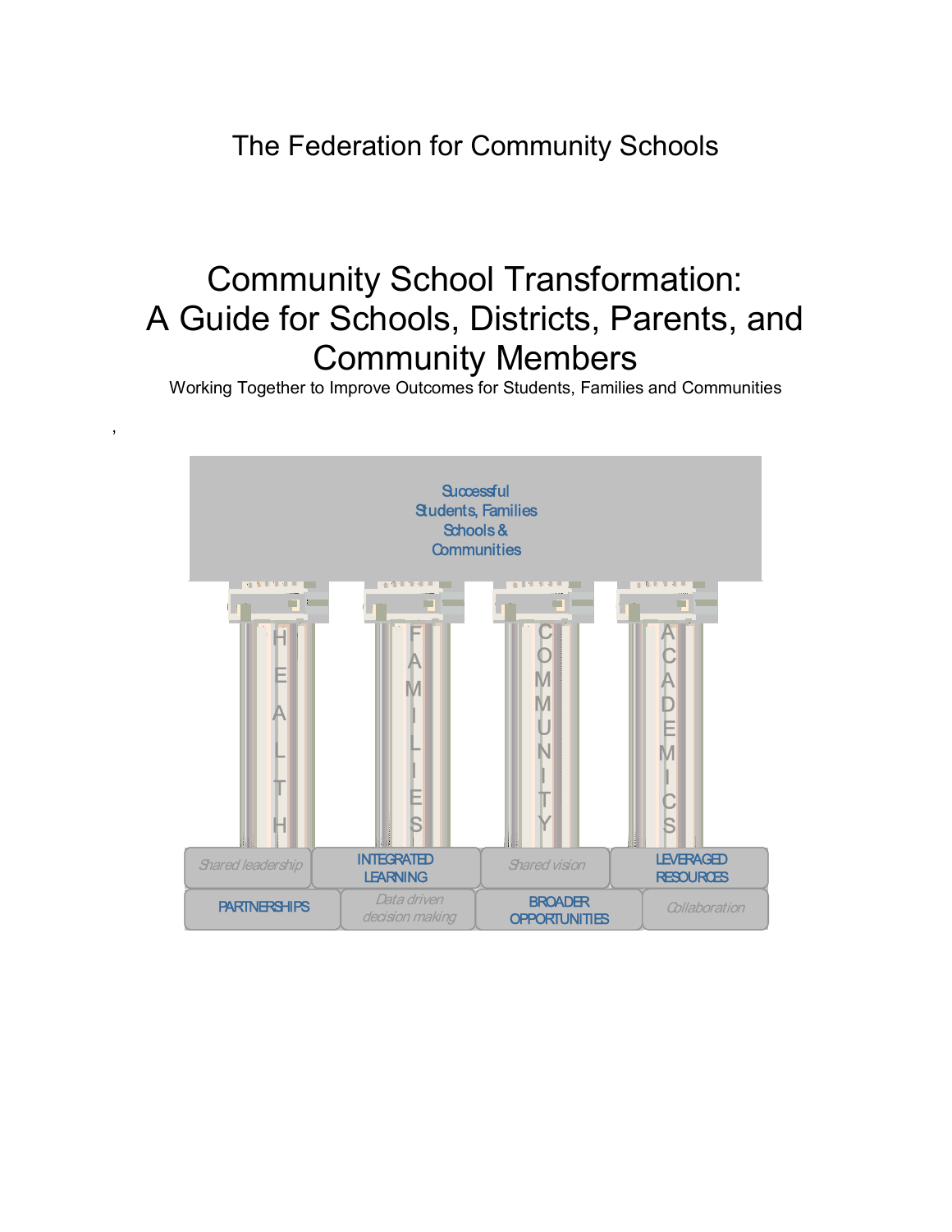The Federation for Community Schools

# Community School Transformation: A Guide for Schools, Districts, Parents, and Community Members

Working Together to Improve Outcomes for Students, Families and Communities

Successful Students, Families Schools & Communities

HEALTH

FAMILIES

COMMUNITY

ACADEMICS

*Shared leadership* | INTEGRATED LEARNING | *Shared vision* | LEVERAGED RESOURCES

PARTNERSHIPS | *Data driven decision making* | BROADER OPPORTUNITIES | *Collaboration*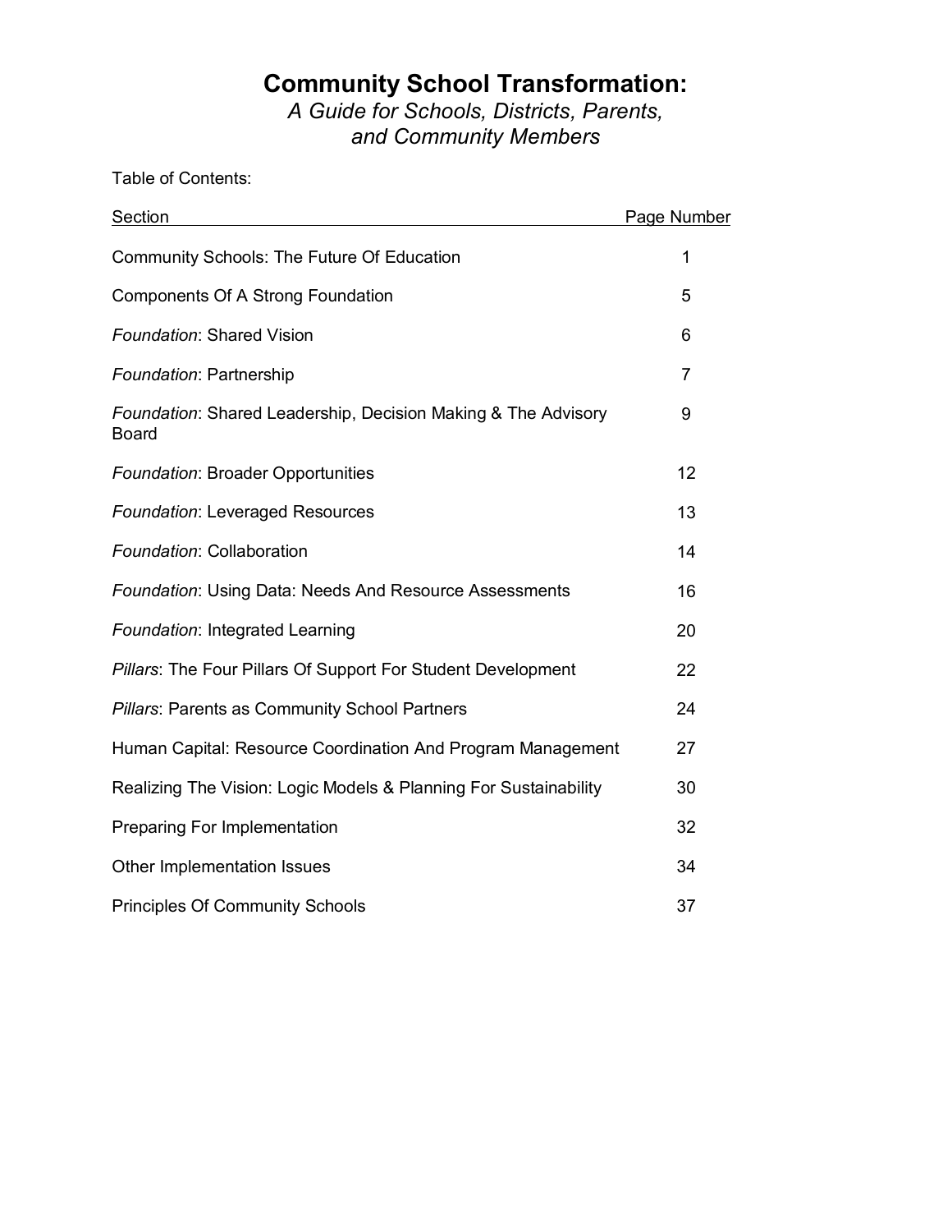# Community School Transformation:

*A Guide for Schools, Districts, Parents, and Community Members*

Table of Contents:

| Section | Page Number |
| --- | --- |
| Community Schools: The Future Of Education | 1 |
| Components Of A Strong Foundation | 5 |
| *Foundation*: Shared Vision | 6 |
| *Foundation*: Partnership | 7 |
| *Foundation*: Shared Leadership, Decision Making & The Advisory Board | 9 |
| *Foundation*: Broader Opportunities | 12 |
| *Foundation*: Leveraged Resources | 13 |
| *Foundation*: Collaboration | 14 |
| *Foundation*: Using Data: Needs And Resource Assessments | 16 |
| *Foundation*: Integrated Learning | 20 |
| *Pillars*: The Four Pillars Of Support For Student Development | 22 |
| *Pillars*: Parents as Community School Partners | 24 |
| Human Capital: Resource Coordination And Program Management | 27 |
| Realizing The Vision: Logic Models & Planning For Sustainability | 30 |
| Preparing For Implementation | 32 |
| Other Implementation Issues | 34 |
| Principles Of Community Schools | 37 |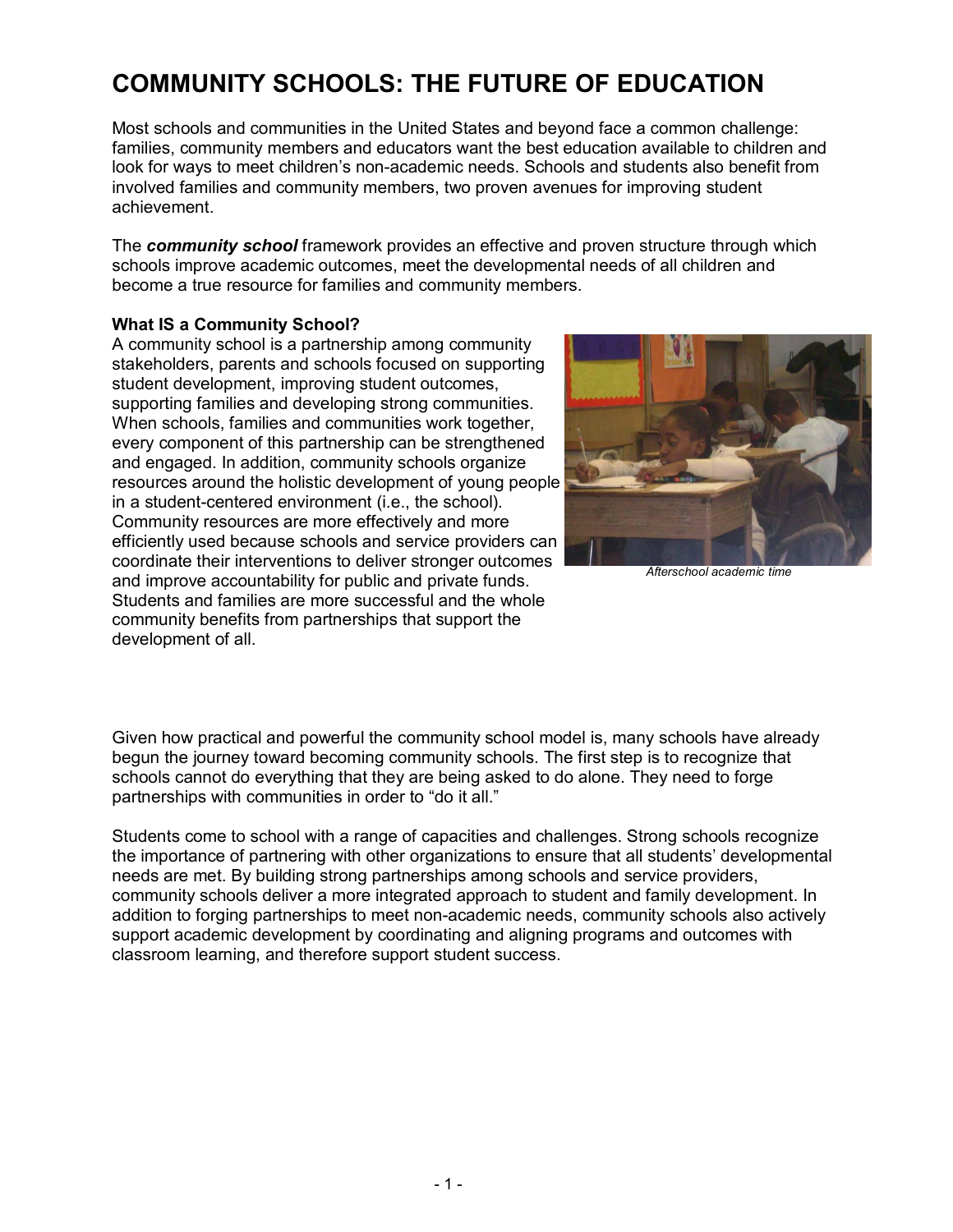# COMMUNITY SCHOOLS: THE FUTURE OF EDUCATION

Most schools and communities in the United States and beyond face a common challenge: families, community members and educators want the best education available to children and look for ways to meet children's non-academic needs. Schools and students also benefit from involved families and community members, two proven avenues for improving student achievement.

The ***community school*** framework provides an effective and proven structure through which schools improve academic outcomes, meet the developmental needs of all children and become a true resource for families and community members.

**What IS a Community School?**

A community school is a partnership among community stakeholders, parents and schools focused on supporting student development, improving student outcomes, supporting families and developing strong communities. When schools, families and communities work together, every component of this partnership can be strengthened and engaged. In addition, community schools organize resources around the holistic development of young people in a student-centered environment (i.e., the school). Community resources are more effectively and more efficiently used because schools and service providers can coordinate their interventions to deliver stronger outcomes and improve accountability for public and private funds. Students and families are more successful and the whole community benefits from partnerships that support the development of all.

*Afterschool academic time*

Given how practical and powerful the community school model is, many schools have already begun the journey toward becoming community schools. The first step is to recognize that schools cannot do everything that they are being asked to do alone. They need to forge partnerships with communities in order to "do it all."

Students come to school with a range of capacities and challenges. Strong schools recognize the importance of partnering with other organizations to ensure that all students' developmental needs are met. By building strong partnerships among schools and service providers, community schools deliver a more integrated approach to student and family development. In addition to forging partnerships to meet non-academic needs, community schools also actively support academic development by coordinating and aligning programs and outcomes with classroom learning, and therefore support student success.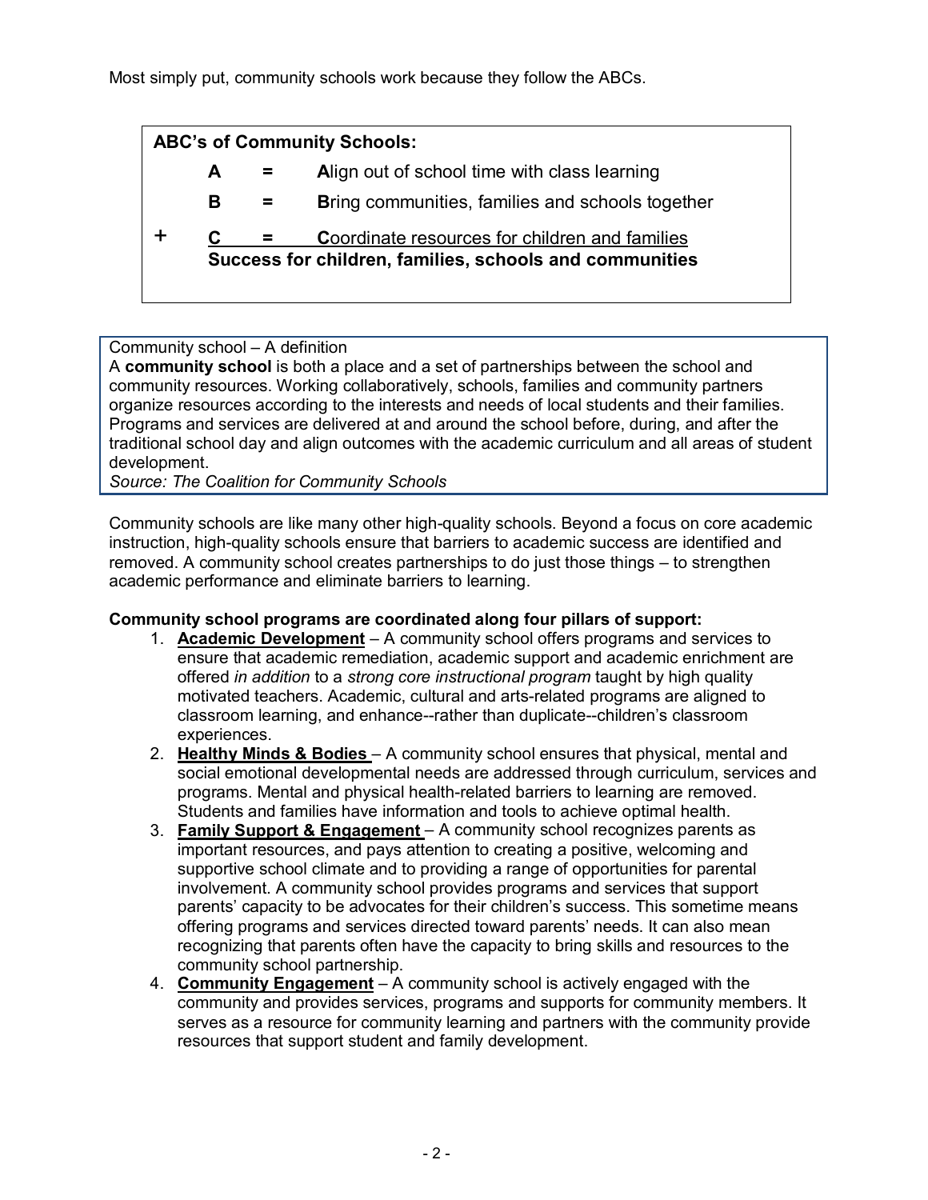Most simply put, community schools work because they follow the ABCs.

**ABC's of Community Schools:**

| | | | |
|---|---|---|---|
| | **A** | **=** | **A**lign out of school time with class learning |
| | **B** | **=** | **B**ring communities, families and schools together |
| **+** | **C** | **=** | **C**oordinate resources for children and families |
| | | | **Success for children, families, schools and communities** |

Community school – A definition

A **community school** is both a place and a set of partnerships between the school and community resources. Working collaboratively, schools, families and community partners organize resources according to the interests and needs of local students and their families. Programs and services are delivered at and around the school before, during, and after the traditional school day and align outcomes with the academic curriculum and all areas of student development.

*Source: The Coalition for Community Schools*

Community schools are like many other high-quality schools. Beyond a focus on core academic instruction, high-quality schools ensure that barriers to academic success are identified and removed. A community school creates partnerships to do just those things – to strengthen academic performance and eliminate barriers to learning.

**Community school programs are coordinated along four pillars of support:**

1. **Academic Development** – A community school offers programs and services to ensure that academic remediation, academic support and academic enrichment are offered *in addition* to a *strong core instructional program* taught by high quality motivated teachers. Academic, cultural and arts-related programs are aligned to classroom learning, and enhance--rather than duplicate--children's classroom experiences.
2. **Healthy Minds & Bodies** – A community school ensures that physical, mental and social emotional developmental needs are addressed through curriculum, services and programs. Mental and physical health-related barriers to learning are removed. Students and families have information and tools to achieve optimal health.
3. **Family Support & Engagement** – A community school recognizes parents as important resources, and pays attention to creating a positive, welcoming and supportive school climate and to providing a range of opportunities for parental involvement. A community school provides programs and services that support parents' capacity to be advocates for their children's success. This sometime means offering programs and services directed toward parents' needs. It can also mean recognizing that parents often have the capacity to bring skills and resources to the community school partnership.
4. **Community Engagement** – A community school is actively engaged with the community and provides services, programs and supports for community members. It serves as a resource for community learning and partners with the community provide resources that support student and family development.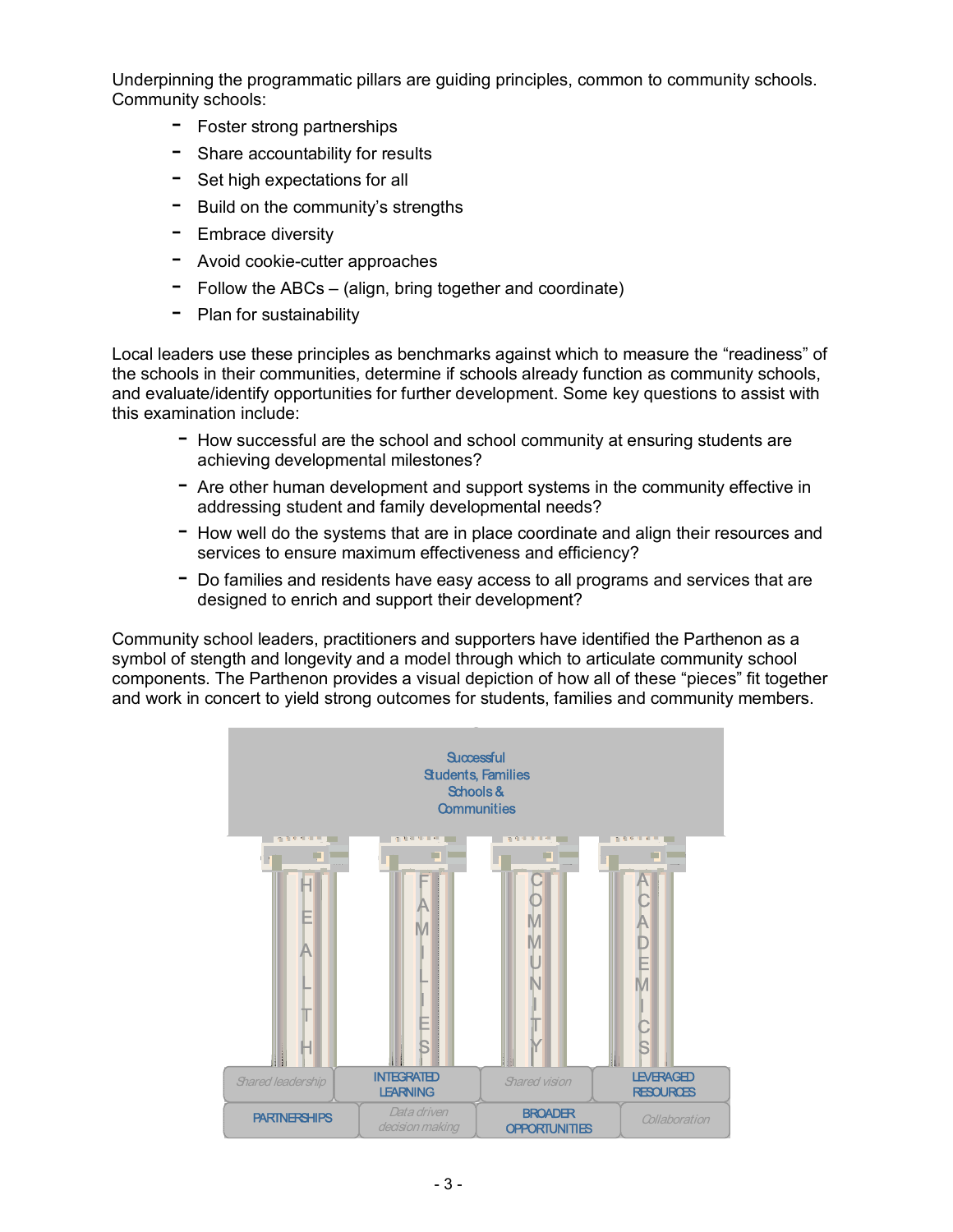Underpinning the programmatic pillars are guiding principles, common to community schools. Community schools:

- Foster strong partnerships
- Share accountability for results
- Set high expectations for all
- Build on the community's strengths
- Embrace diversity
- Avoid cookie-cutter approaches
- Follow the ABCs – (align, bring together and coordinate)
- Plan for sustainability

Local leaders use these principles as benchmarks against which to measure the "readiness" of the schools in their communities, determine if schools already function as community schools, and evaluate/identify opportunities for further development. Some key questions to assist with this examination include:

- How successful are the school and school community at ensuring students are achieving developmental milestones?
- Are other human development and support systems in the community effective in addressing student and family developmental needs?
- How well do the systems that are in place coordinate and align their resources and services to ensure maximum effectiveness and efficiency?
- Do families and residents have easy access to all programs and services that are designed to enrich and support their development?

Community school leaders, practitioners and supporters have identified the Parthenon as a symbol of stength and longevity and a model through which to articulate community school components. The Parthenon provides a visual depiction of how all of these "pieces" fit together and work in concert to yield strong outcomes for students, families and community members.

Successful Students, Families Schools & Communities

HEALTH | FAMILIES | COMMUNITY | ACADEMICS

*Shared leadership* | INTEGRATED LEARNING | *Shared vision* | LEVERAGED RESOURCES

PARTNERSHIPS | *Data driven decision making* | BROADER OPPORTUNITIES | *Collaboration*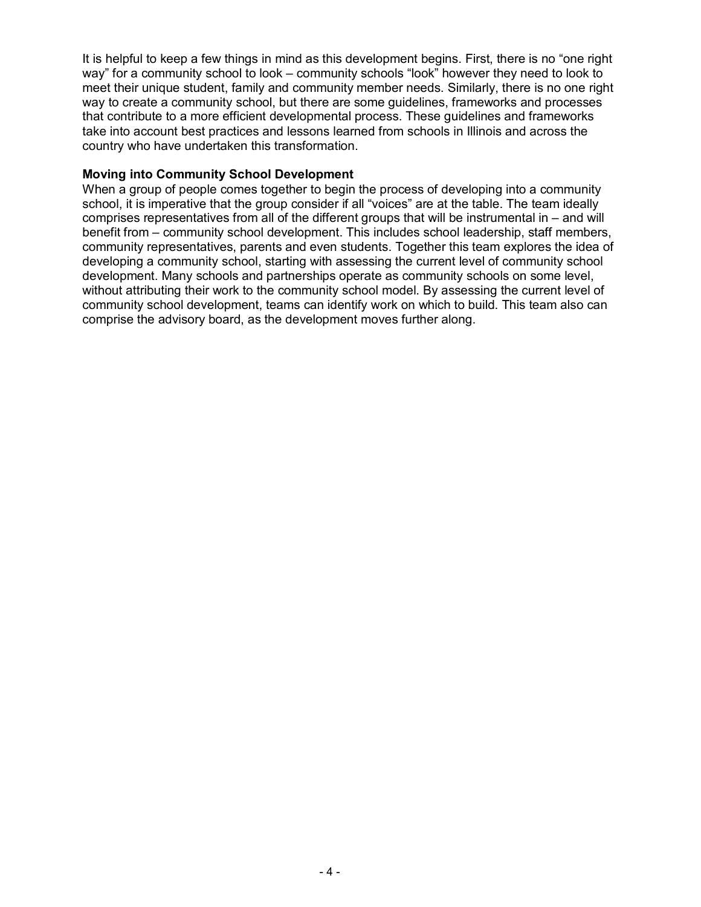It is helpful to keep a few things in mind as this development begins. First, there is no "one right way" for a community school to look – community schools "look" however they need to look to meet their unique student, family and community member needs. Similarly, there is no one right way to create a community school, but there are some guidelines, frameworks and processes that contribute to a more efficient developmental process. These guidelines and frameworks take into account best practices and lessons learned from schools in Illinois and across the country who have undertaken this transformation.

**Moving into Community School Development**

When a group of people comes together to begin the process of developing into a community school, it is imperative that the group consider if all "voices" are at the table. The team ideally comprises representatives from all of the different groups that will be instrumental in – and will benefit from – community school development. This includes school leadership, staff members, community representatives, parents and even students. Together this team explores the idea of developing a community school, starting with assessing the current level of community school development. Many schools and partnerships operate as community schools on some level, without attributing their work to the community school model. By assessing the current level of community school development, teams can identify work on which to build. This team also can comprise the advisory board, as the development moves further along.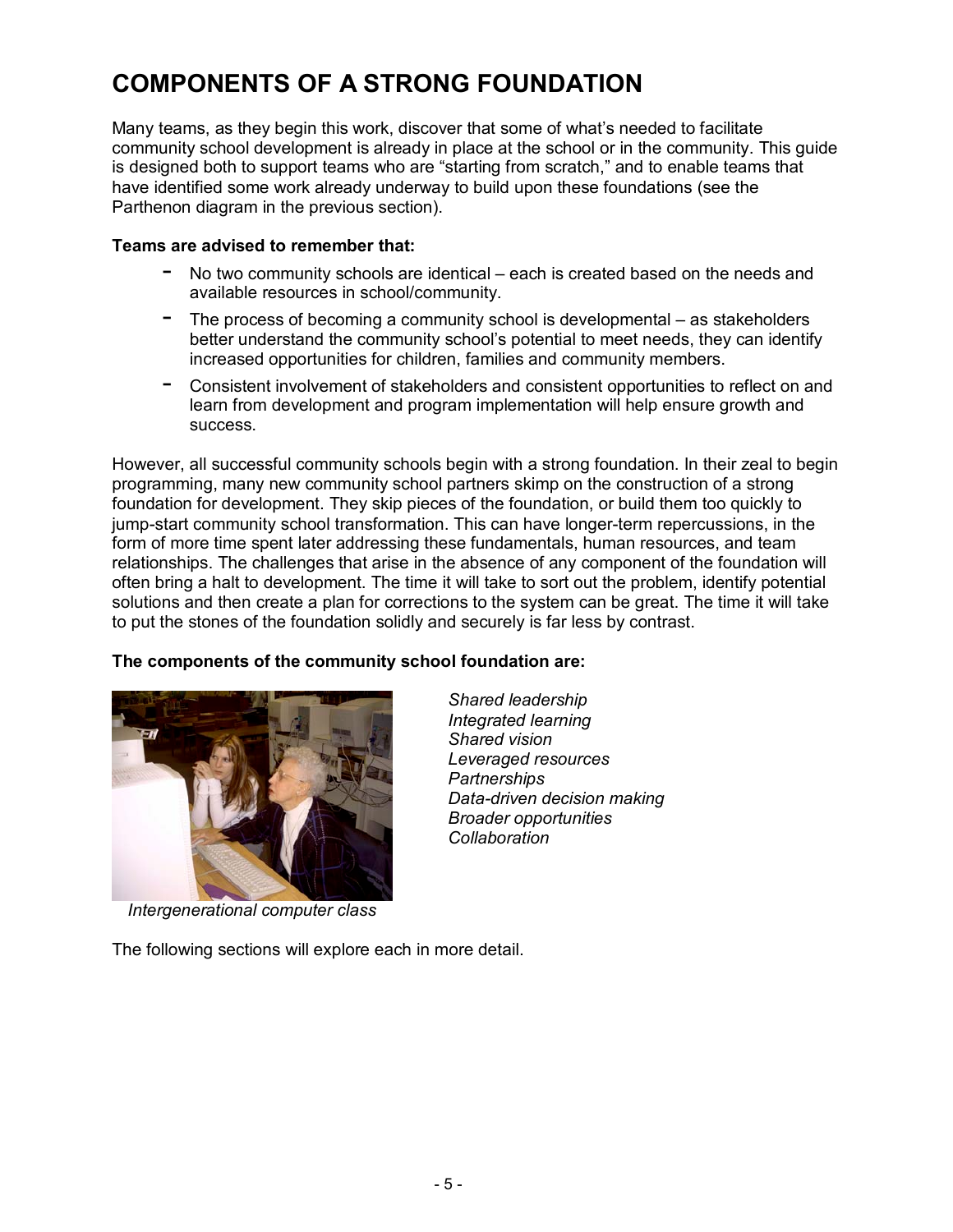# COMPONENTS OF A STRONG FOUNDATION

Many teams, as they begin this work, discover that some of what's needed to facilitate community school development is already in place at the school or in the community. This guide is designed both to support teams who are "starting from scratch," and to enable teams that have identified some work already underway to build upon these foundations (see the Parthenon diagram in the previous section).

**Teams are advised to remember that:**

- No two community schools are identical – each is created based on the needs and available resources in school/community.
- The process of becoming a community school is developmental – as stakeholders better understand the community school's potential to meet needs, they can identify increased opportunities for children, families and community members.
- Consistent involvement of stakeholders and consistent opportunities to reflect on and learn from development and program implementation will help ensure growth and success.

However, all successful community schools begin with a strong foundation. In their zeal to begin programming, many new community school partners skimp on the construction of a strong foundation for development. They skip pieces of the foundation, or build them too quickly to jump-start community school transformation. This can have longer-term repercussions, in the form of more time spent later addressing these fundamentals, human resources, and team relationships. The challenges that arise in the absence of any component of the foundation will often bring a halt to development. The time it will take to sort out the problem, identify potential solutions and then create a plan for corrections to the system can be great. The time it will take to put the stones of the foundation solidly and securely is far less by contrast.

**The components of the community school foundation are:**

*Shared leadership*
*Integrated learning*
*Shared vision*
*Leveraged resources*
*Partnerships*
*Data-driven decision making*
*Broader opportunities*
*Collaboration*

*Intergenerational computer class*

The following sections will explore each in more detail.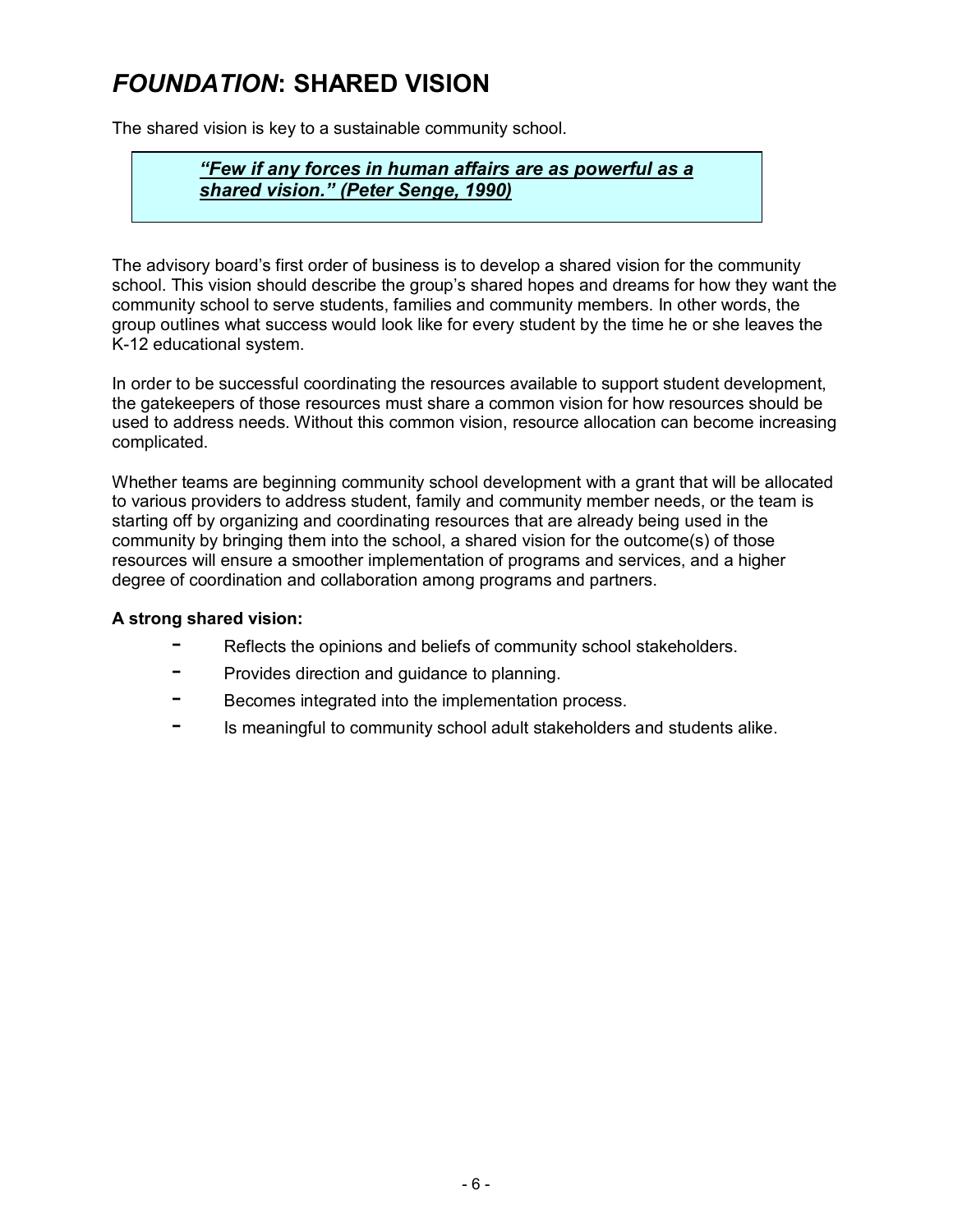# *FOUNDATION*: SHARED VISION

The shared vision is key to a sustainable community school.

> ***"Few if any forces in human affairs are as powerful as a shared vision." (Peter Senge, 1990)***

The advisory board's first order of business is to develop a shared vision for the community school. This vision should describe the group's shared hopes and dreams for how they want the community school to serve students, families and community members. In other words, the group outlines what success would look like for every student by the time he or she leaves the K-12 educational system.

In order to be successful coordinating the resources available to support student development, the gatekeepers of those resources must share a common vision for how resources should be used to address needs. Without this common vision, resource allocation can become increasing complicated.

Whether teams are beginning community school development with a grant that will be allocated to various providers to address student, family and community member needs, or the team is starting off by organizing and coordinating resources that are already being used in the community by bringing them into the school, a shared vision for the outcome(s) of those resources will ensure a smoother implementation of programs and services, and a higher degree of coordination and collaboration among programs and partners.

**A strong shared vision:**

- Reflects the opinions and beliefs of community school stakeholders.
- Provides direction and guidance to planning.
- Becomes integrated into the implementation process.
- Is meaningful to community school adult stakeholders and students alike.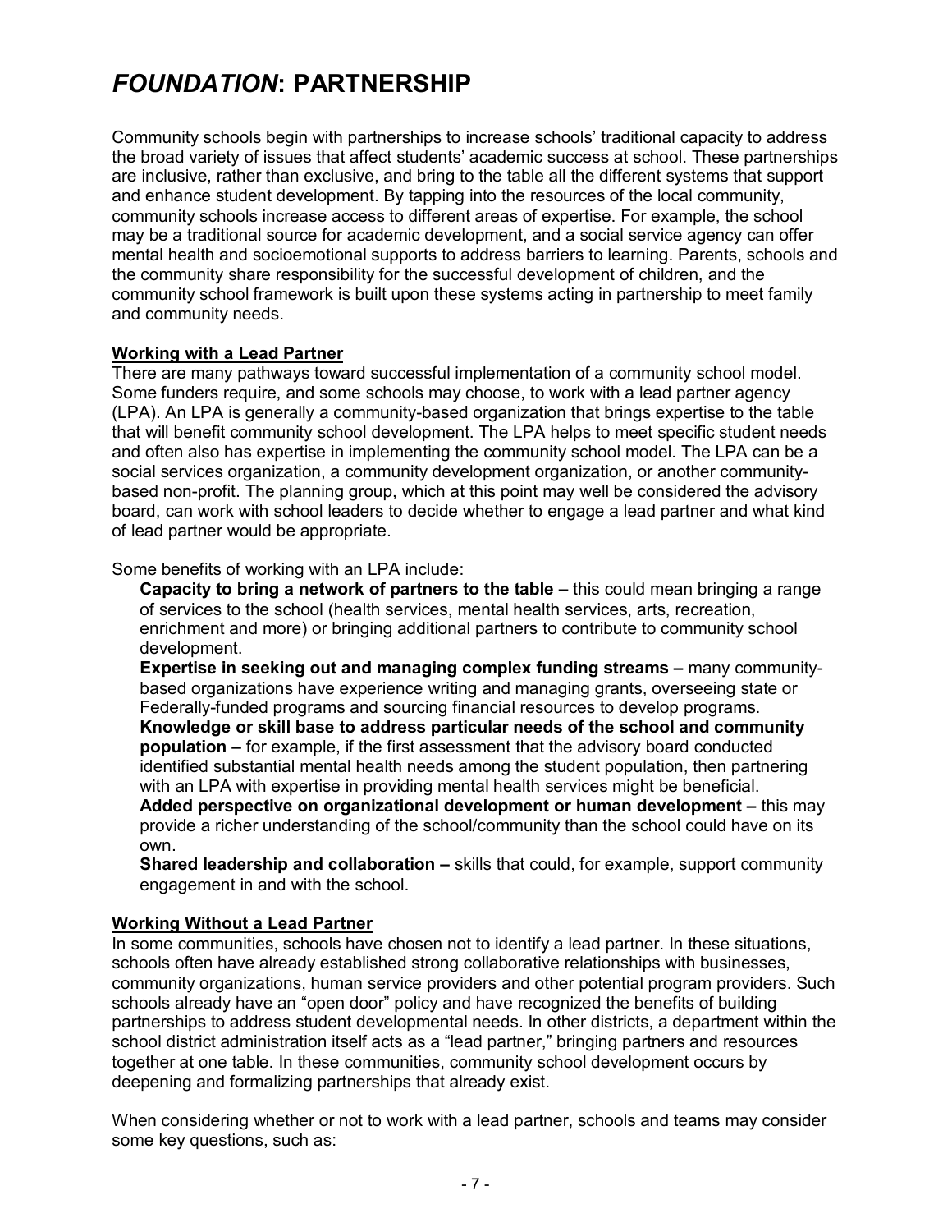# *FOUNDATION*: PARTNERSHIP

Community schools begin with partnerships to increase schools' traditional capacity to address the broad variety of issues that affect students' academic success at school. These partnerships are inclusive, rather than exclusive, and bring to the table all the different systems that support and enhance student development. By tapping into the resources of the local community, community schools increase access to different areas of expertise. For example, the school may be a traditional source for academic development, and a social service agency can offer mental health and socioemotional supports to address barriers to learning. Parents, schools and the community share responsibility for the successful development of children, and the community school framework is built upon these systems acting in partnership to meet family and community needs.

**Working with a Lead Partner**

There are many pathways toward successful implementation of a community school model. Some funders require, and some schools may choose, to work with a lead partner agency (LPA). An LPA is generally a community-based organization that brings expertise to the table that will benefit community school development. The LPA helps to meet specific student needs and often also has expertise in implementing the community school model. The LPA can be a social services organization, a community development organization, or another community-based non-profit. The planning group, which at this point may well be considered the advisory board, can work with school leaders to decide whether to engage a lead partner and what kind of lead partner would be appropriate.

Some benefits of working with an LPA include:

- **Capacity to bring a network of partners to the table –** this could mean bringing a range of services to the school (health services, mental health services, arts, recreation, enrichment and more) or bringing additional partners to contribute to community school development.
- **Expertise in seeking out and managing complex funding streams –** many community-based organizations have experience writing and managing grants, overseeing state or Federally-funded programs and sourcing financial resources to develop programs.
- **Knowledge or skill base to address particular needs of the school and community population –** for example, if the first assessment that the advisory board conducted identified substantial mental health needs among the student population, then partnering with an LPA with expertise in providing mental health services might be beneficial.
- **Added perspective on organizational development or human development –** this may provide a richer understanding of the school/community than the school could have on its own.
- **Shared leadership and collaboration –** skills that could, for example, support community engagement in and with the school.

**Working Without a Lead Partner**

In some communities, schools have chosen not to identify a lead partner. In these situations, schools often have already established strong collaborative relationships with businesses, community organizations, human service providers and other potential program providers. Such schools already have an "open door" policy and have recognized the benefits of building partnerships to address student developmental needs. In other districts, a department within the school district administration itself acts as a "lead partner," bringing partners and resources together at one table. In these communities, community school development occurs by deepening and formalizing partnerships that already exist.

When considering whether or not to work with a lead partner, schools and teams may consider some key questions, such as: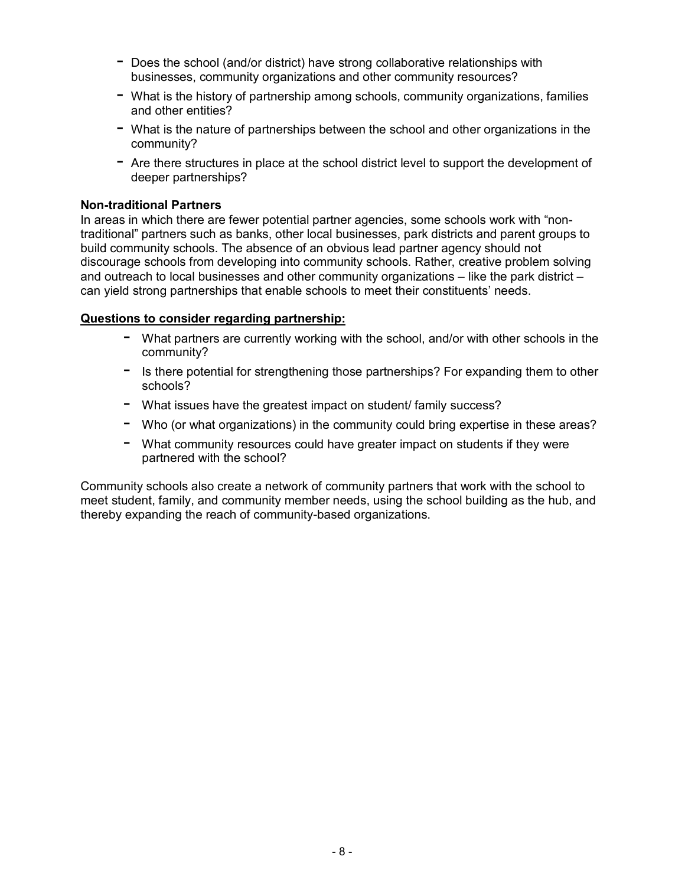- Does the school (and/or district) have strong collaborative relationships with businesses, community organizations and other community resources?
- What is the history of partnership among schools, community organizations, families and other entities?
- What is the nature of partnerships between the school and other organizations in the community?
- Are there structures in place at the school district level to support the development of deeper partnerships?

**Non-traditional Partners**

In areas in which there are fewer potential partner agencies, some schools work with "non-traditional" partners such as banks, other local businesses, park districts and parent groups to build community schools. The absence of an obvious lead partner agency should not discourage schools from developing into community schools. Rather, creative problem solving and outreach to local businesses and other community organizations – like the park district – can yield strong partnerships that enable schools to meet their constituents' needs.

**Questions to consider regarding partnership:**

- What partners are currently working with the school, and/or with other schools in the community?
- Is there potential for strengthening those partnerships? For expanding them to other schools?
- What issues have the greatest impact on student/ family success?
- Who (or what organizations) in the community could bring expertise in these areas?
- What community resources could have greater impact on students if they were partnered with the school?

Community schools also create a network of community partners that work with the school to meet student, family, and community member needs, using the school building as the hub, and thereby expanding the reach of community-based organizations.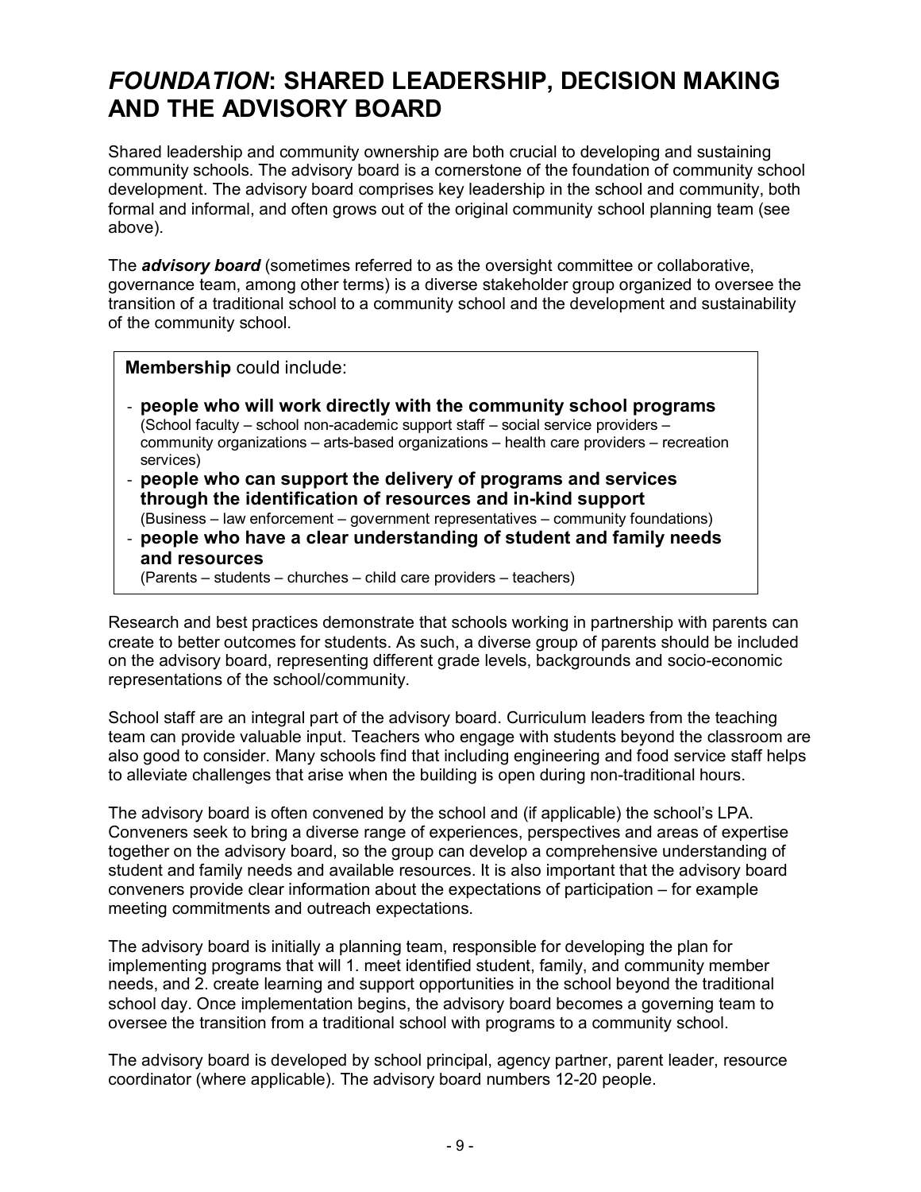# *FOUNDATION*: SHARED LEADERSHIP, DECISION MAKING AND THE ADVISORY BOARD

Shared leadership and community ownership are both crucial to developing and sustaining community schools. The advisory board is a cornerstone of the foundation of community school development. The advisory board comprises key leadership in the school and community, both formal and informal, and often grows out of the original community school planning team (see above).

The ***advisory board*** (sometimes referred to as the oversight committee or collaborative, governance team, among other terms) is a diverse stakeholder group organized to oversee the transition of a traditional school to a community school and the development and sustainability of the community school.

> **Membership** could include:
>
> - **people who will work directly with the community school programs**
>   (School faculty – school non-academic support staff – social service providers – community organizations – arts-based organizations – health care providers – recreation services)
> - **people who can support the delivery of programs and services through the identification of resources and in-kind support**
>   (Business – law enforcement – government representatives – community foundations)
> - **people who have a clear understanding of student and family needs and resources**
>   (Parents – students – churches – child care providers – teachers)

Research and best practices demonstrate that schools working in partnership with parents can create to better outcomes for students. As such, a diverse group of parents should be included on the advisory board, representing different grade levels, backgrounds and socio-economic representations of the school/community.

School staff are an integral part of the advisory board. Curriculum leaders from the teaching team can provide valuable input. Teachers who engage with students beyond the classroom are also good to consider. Many schools find that including engineering and food service staff helps to alleviate challenges that arise when the building is open during non-traditional hours.

The advisory board is often convened by the school and (if applicable) the school's LPA. Conveners seek to bring a diverse range of experiences, perspectives and areas of expertise together on the advisory board, so the group can develop a comprehensive understanding of student and family needs and available resources. It is also important that the advisory board conveners provide clear information about the expectations of participation – for example meeting commitments and outreach expectations.

The advisory board is initially a planning team, responsible for developing the plan for implementing programs that will 1. meet identified student, family, and community member needs, and 2. create learning and support opportunities in the school beyond the traditional school day. Once implementation begins, the advisory board becomes a governing team to oversee the transition from a traditional school with programs to a community school.

The advisory board is developed by school principal, agency partner, parent leader, resource coordinator (where applicable). The advisory board numbers 12-20 people.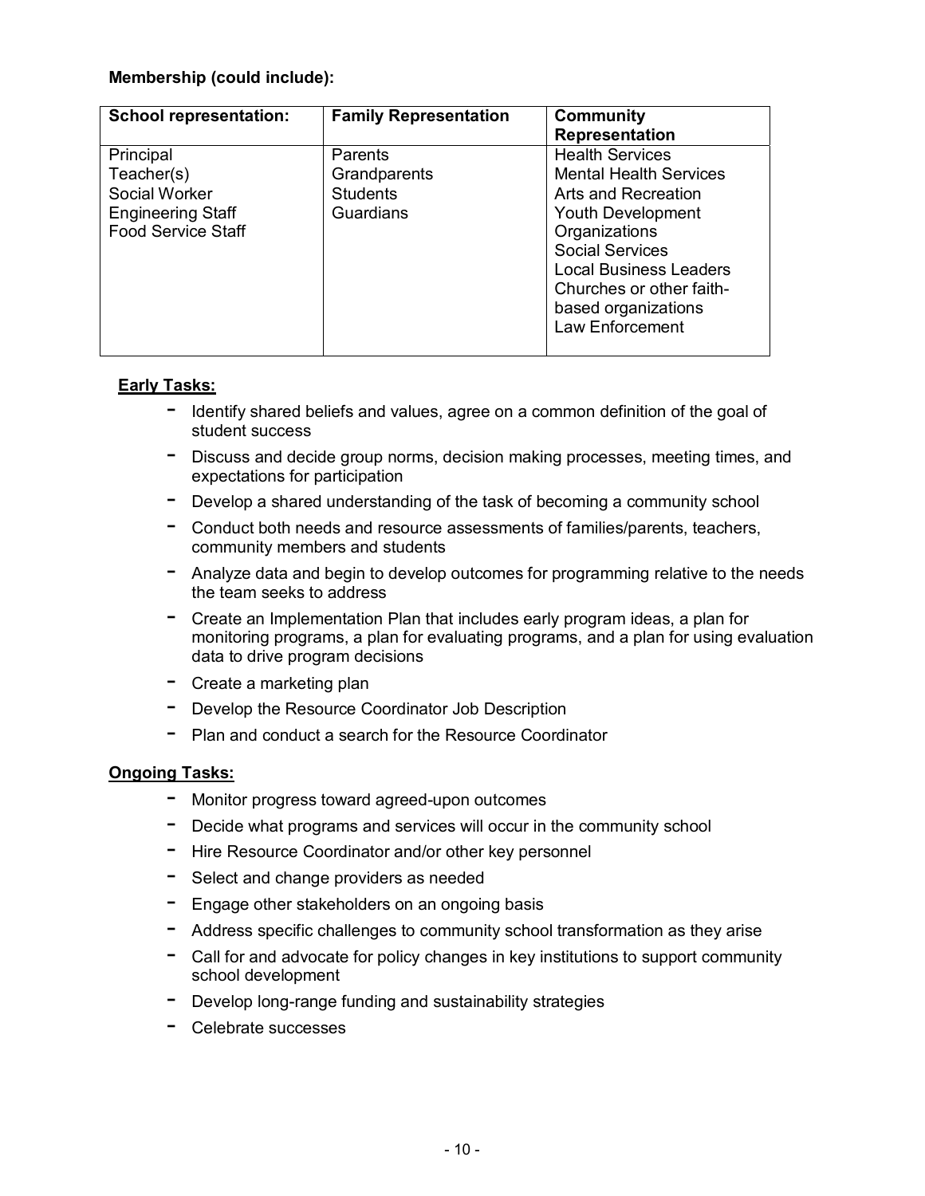**Membership (could include):**

| School representation: | Family Representation | Community Representation |
|---|---|---|
| Principal<br>Teacher(s)<br>Social Worker<br>Engineering Staff<br>Food Service Staff | Parents<br>Grandparents<br>Students<br>Guardians | Health Services<br>Mental Health Services<br>Arts and Recreation<br>Youth Development Organizations<br>Social Services<br>Local Business Leaders<br>Churches or other faith-based organizations<br>Law Enforcement |

**Early Tasks:**

- Identify shared beliefs and values, agree on a common definition of the goal of student success
- Discuss and decide group norms, decision making processes, meeting times, and expectations for participation
- Develop a shared understanding of the task of becoming a community school
- Conduct both needs and resource assessments of families/parents, teachers, community members and students
- Analyze data and begin to develop outcomes for programming relative to the needs the team seeks to address
- Create an Implementation Plan that includes early program ideas, a plan for monitoring programs, a plan for evaluating programs, and a plan for using evaluation data to drive program decisions
- Create a marketing plan
- Develop the Resource Coordinator Job Description
- Plan and conduct a search for the Resource Coordinator

**Ongoing Tasks:**

- Monitor progress toward agreed-upon outcomes
- Decide what programs and services will occur in the community school
- Hire Resource Coordinator and/or other key personnel
- Select and change providers as needed
- Engage other stakeholders on an ongoing basis
- Address specific challenges to community school transformation as they arise
- Call for and advocate for policy changes in key institutions to support community school development
- Develop long-range funding and sustainability strategies
- Celebrate successes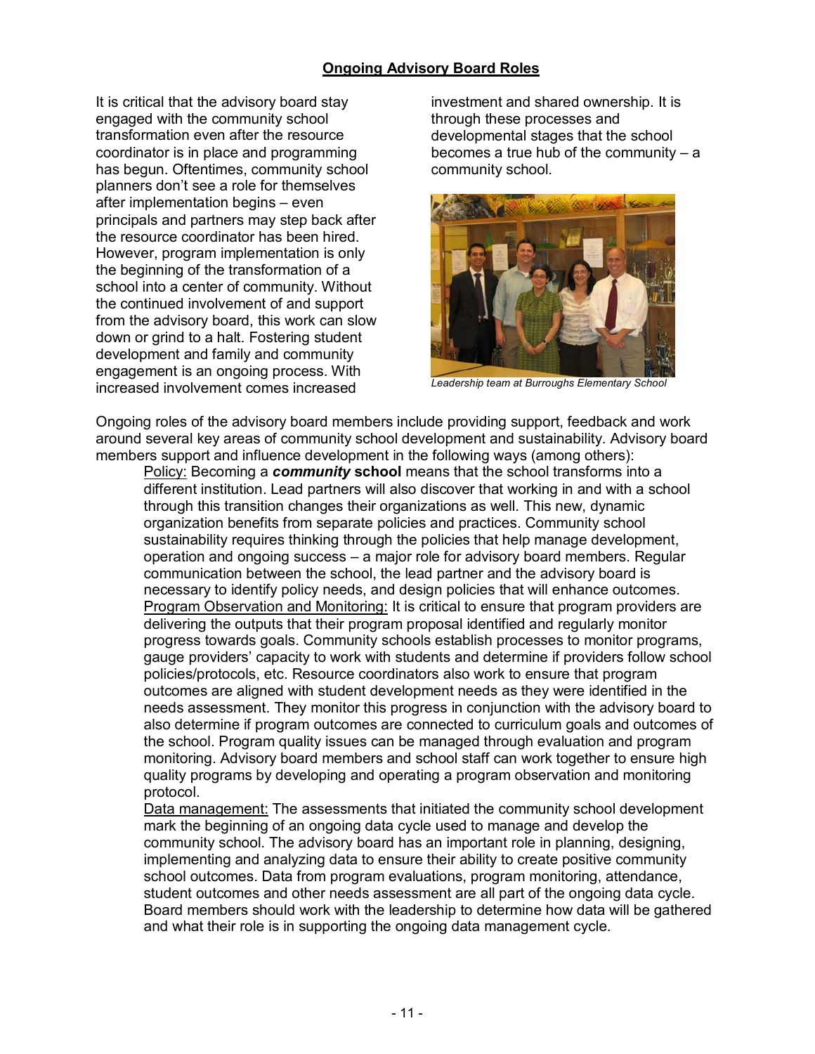## Ongoing Advisory Board Roles

It is critical that the advisory board stay engaged with the community school transformation even after the resource coordinator is in place and programming has begun. Oftentimes, community school planners don't see a role for themselves after implementation begins – even principals and partners may step back after the resource coordinator has been hired. However, program implementation is only the beginning of the transformation of a school into a center of community. Without the continued involvement of and support from the advisory board, this work can slow down or grind to a halt. Fostering student development and family and community engagement is an ongoing process. With increased involvement comes increased investment and shared ownership. It is through these processes and developmental stages that the school becomes a true hub of the community – a community school.

*Leadership team at Burroughs Elementary School*

Ongoing roles of the advisory board members include providing support, feedback and work around several key areas of community school development and sustainability. Advisory board members support and influence development in the following ways (among others):

Policy: Becoming a ***community*** **school** means that the school transforms into a different institution. Lead partners will also discover that working in and with a school through this transition changes their organizations as well. This new, dynamic organization benefits from separate policies and practices. Community school sustainability requires thinking through the policies that help manage development, operation and ongoing success – a major role for advisory board members. Regular communication between the school, the lead partner and the advisory board is necessary to identify policy needs, and design policies that will enhance outcomes.

Program Observation and Monitoring: It is critical to ensure that program providers are delivering the outputs that their program proposal identified and regularly monitor progress towards goals. Community schools establish processes to monitor programs, gauge providers' capacity to work with students and determine if providers follow school policies/protocols, etc. Resource coordinators also work to ensure that program outcomes are aligned with student development needs as they were identified in the needs assessment. They monitor this progress in conjunction with the advisory board to also determine if program outcomes are connected to curriculum goals and outcomes of the school. Program quality issues can be managed through evaluation and program monitoring. Advisory board members and school staff can work together to ensure high quality programs by developing and operating a program observation and monitoring protocol.

Data management: The assessments that initiated the community school development mark the beginning of an ongoing data cycle used to manage and develop the community school. The advisory board has an important role in planning, designing, implementing and analyzing data to ensure their ability to create positive community school outcomes. Data from program evaluations, program monitoring, attendance, student outcomes and other needs assessment are all part of the ongoing data cycle. Board members should work with the leadership to determine how data will be gathered and what their role is in supporting the ongoing data management cycle.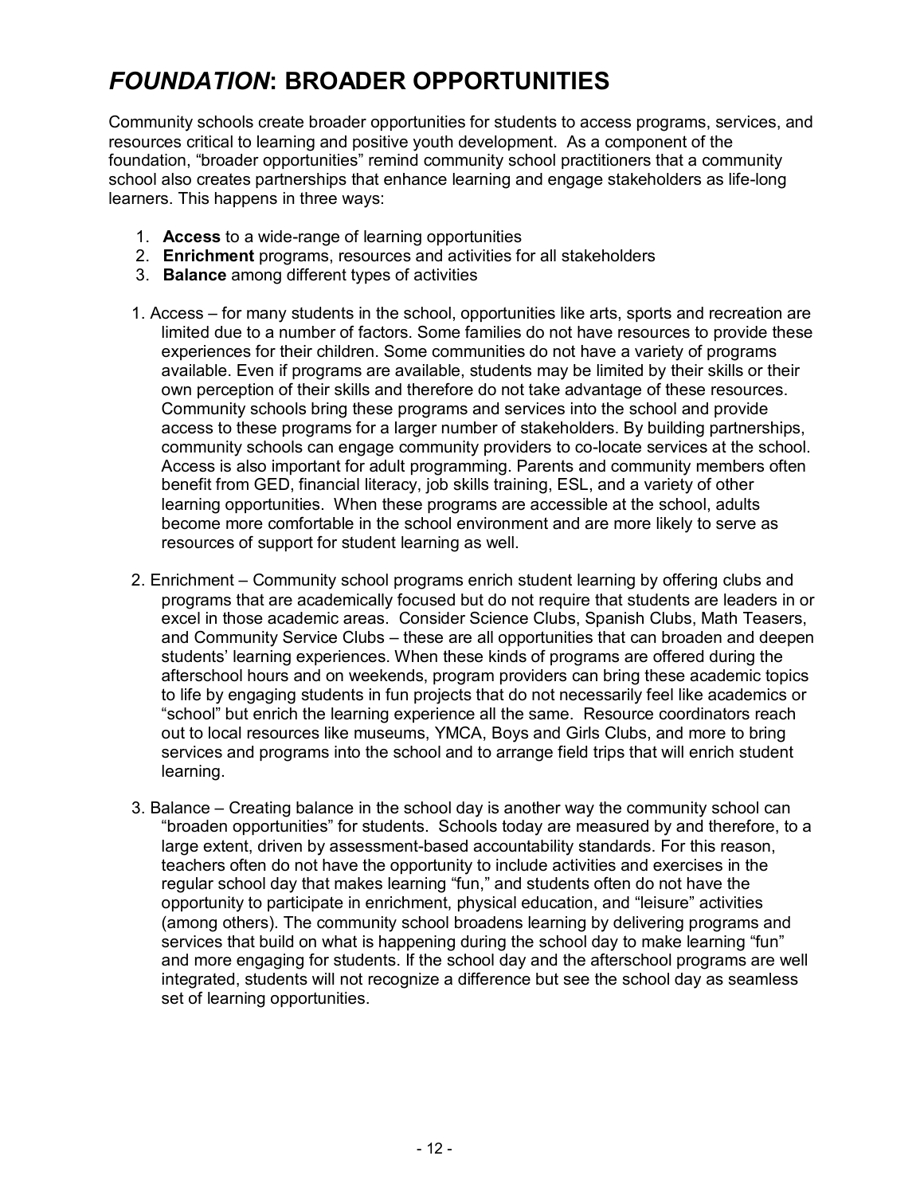# *FOUNDATION*: BROADER OPPORTUNITIES

Community schools create broader opportunities for students to access programs, services, and resources critical to learning and positive youth development. As a component of the foundation, "broader opportunities" remind community school practitioners that a community school also creates partnerships that enhance learning and engage stakeholders as life-long learners. This happens in three ways:

1. **Access** to a wide-range of learning opportunities
2. **Enrichment** programs, resources and activities for all stakeholders
3. **Balance** among different types of activities

1. Access – for many students in the school, opportunities like arts, sports and recreation are limited due to a number of factors. Some families do not have resources to provide these experiences for their children. Some communities do not have a variety of programs available. Even if programs are available, students may be limited by their skills or their own perception of their skills and therefore do not take advantage of these resources. Community schools bring these programs and services into the school and provide access to these programs for a larger number of stakeholders. By building partnerships, community schools can engage community providers to co-locate services at the school. Access is also important for adult programming. Parents and community members often benefit from GED, financial literacy, job skills training, ESL, and a variety of other learning opportunities. When these programs are accessible at the school, adults become more comfortable in the school environment and are more likely to serve as resources of support for student learning as well.

2. Enrichment – Community school programs enrich student learning by offering clubs and programs that are academically focused but do not require that students are leaders in or excel in those academic areas. Consider Science Clubs, Spanish Clubs, Math Teasers, and Community Service Clubs – these are all opportunities that can broaden and deepen students' learning experiences. When these kinds of programs are offered during the afterschool hours and on weekends, program providers can bring these academic topics to life by engaging students in fun projects that do not necessarily feel like academics or "school" but enrich the learning experience all the same. Resource coordinators reach out to local resources like museums, YMCA, Boys and Girls Clubs, and more to bring services and programs into the school and to arrange field trips that will enrich student learning.

3. Balance – Creating balance in the school day is another way the community school can "broaden opportunities" for students. Schools today are measured by and therefore, to a large extent, driven by assessment-based accountability standards. For this reason, teachers often do not have the opportunity to include activities and exercises in the regular school day that makes learning "fun," and students often do not have the opportunity to participate in enrichment, physical education, and "leisure" activities (among others). The community school broadens learning by delivering programs and services that build on what is happening during the school day to make learning "fun" and more engaging for students. If the school day and the afterschool programs are well integrated, students will not recognize a difference but see the school day as seamless set of learning opportunities.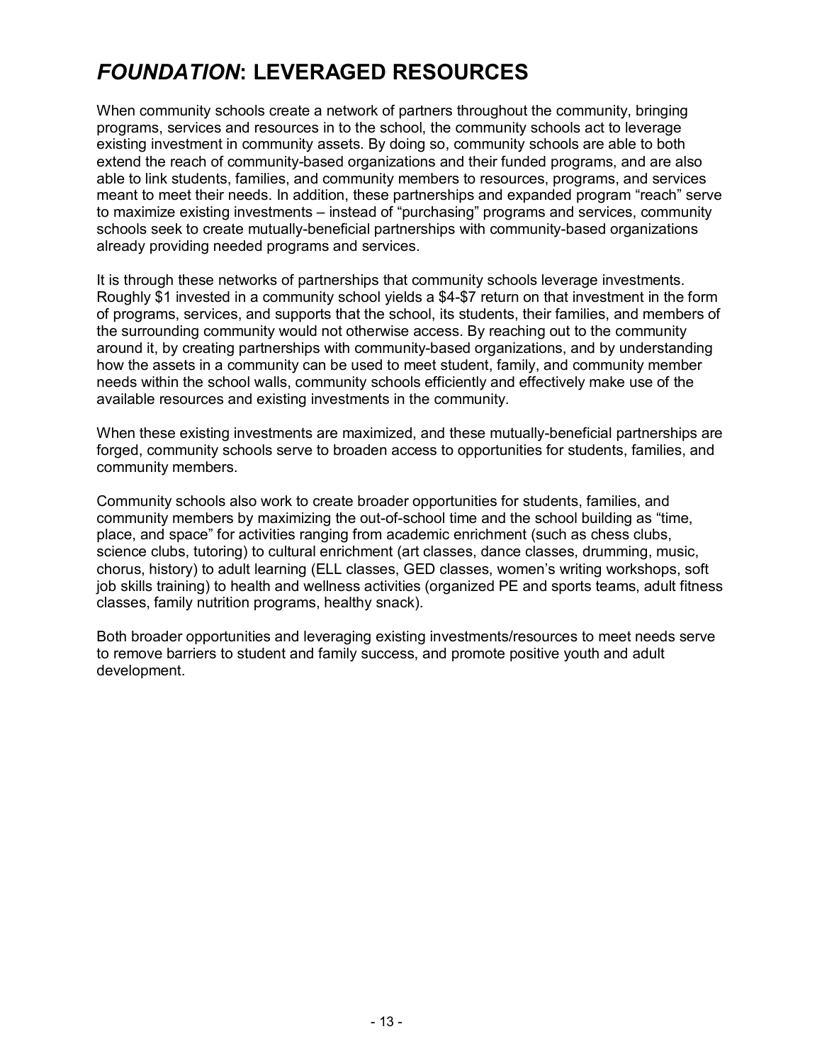# *FOUNDATION*: LEVERAGED RESOURCES

When community schools create a network of partners throughout the community, bringing programs, services and resources in to the school, the community schools act to leverage existing investment in community assets. By doing so, community schools are able to both extend the reach of community-based organizations and their funded programs, and are also able to link students, families, and community members to resources, programs, and services meant to meet their needs. In addition, these partnerships and expanded program "reach" serve to maximize existing investments – instead of "purchasing" programs and services, community schools seek to create mutually-beneficial partnerships with community-based organizations already providing needed programs and services.

It is through these networks of partnerships that community schools leverage investments. Roughly $1 invested in a community school yields a $4-$7 return on that investment in the form of programs, services, and supports that the school, its students, their families, and members of the surrounding community would not otherwise access. By reaching out to the community around it, by creating partnerships with community-based organizations, and by understanding how the assets in a community can be used to meet student, family, and community member needs within the school walls, community schools efficiently and effectively make use of the available resources and existing investments in the community.

When these existing investments are maximized, and these mutually-beneficial partnerships are forged, community schools serve to broaden access to opportunities for students, families, and community members.

Community schools also work to create broader opportunities for students, families, and community members by maximizing the out-of-school time and the school building as "time, place, and space" for activities ranging from academic enrichment (such as chess clubs, science clubs, tutoring) to cultural enrichment (art classes, dance classes, drumming, music, chorus, history) to adult learning (ELL classes, GED classes, women's writing workshops, soft job skills training) to health and wellness activities (organized PE and sports teams, adult fitness classes, family nutrition programs, healthy snack).

Both broader opportunities and leveraging existing investments/resources to meet needs serve to remove barriers to student and family success, and promote positive youth and adult development.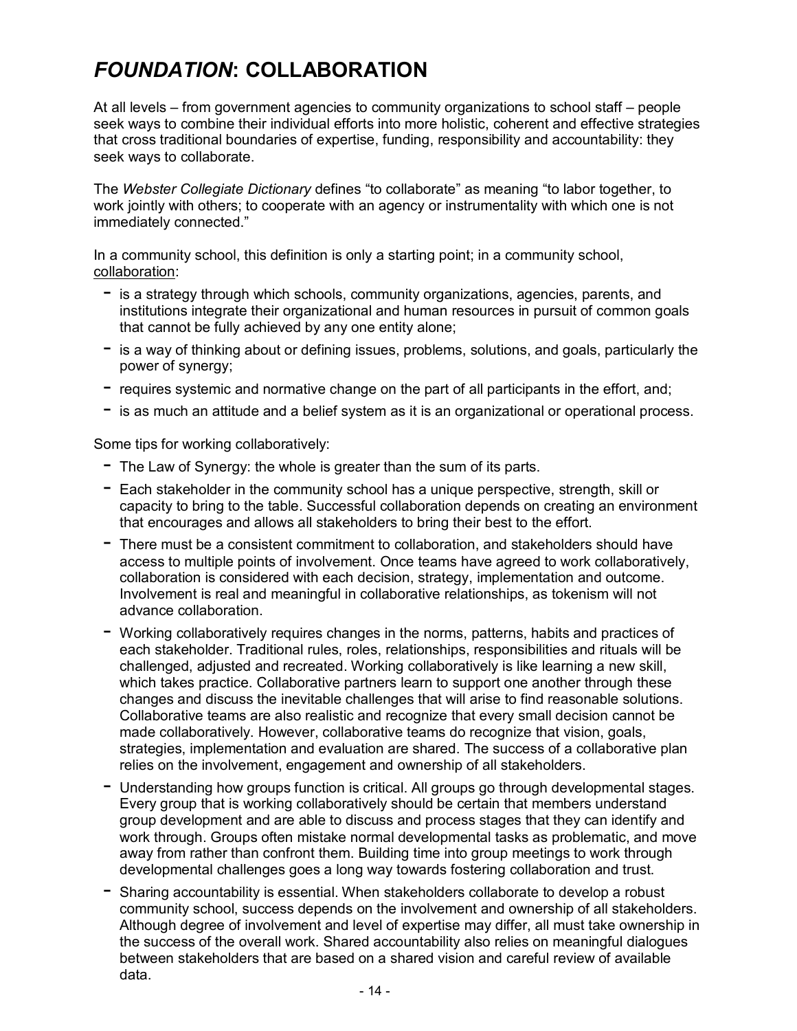# *FOUNDATION*: COLLABORATION

At all levels – from government agencies to community organizations to school staff – people seek ways to combine their individual efforts into more holistic, coherent and effective strategies that cross traditional boundaries of expertise, funding, responsibility and accountability: they seek ways to collaborate.

The *Webster Collegiate Dictionary* defines "to collaborate" as meaning "to labor together, to work jointly with others; to cooperate with an agency or instrumentality with which one is not immediately connected."

In a community school, this definition is only a starting point; in a community school, <u>collaboration</u>:

- is a strategy through which schools, community organizations, agencies, parents, and institutions integrate their organizational and human resources in pursuit of common goals that cannot be fully achieved by any one entity alone;
- is a way of thinking about or defining issues, problems, solutions, and goals, particularly the power of synergy;
- requires systemic and normative change on the part of all participants in the effort, and;
- is as much an attitude and a belief system as it is an organizational or operational process.

Some tips for working collaboratively:

- The Law of Synergy: the whole is greater than the sum of its parts.
- Each stakeholder in the community school has a unique perspective, strength, skill or capacity to bring to the table. Successful collaboration depends on creating an environment that encourages and allows all stakeholders to bring their best to the effort.
- There must be a consistent commitment to collaboration, and stakeholders should have access to multiple points of involvement. Once teams have agreed to work collaboratively, collaboration is considered with each decision, strategy, implementation and outcome. Involvement is real and meaningful in collaborative relationships, as tokenism will not advance collaboration.
- Working collaboratively requires changes in the norms, patterns, habits and practices of each stakeholder. Traditional rules, roles, relationships, responsibilities and rituals will be challenged, adjusted and recreated. Working collaboratively is like learning a new skill, which takes practice. Collaborative partners learn to support one another through these changes and discuss the inevitable challenges that will arise to find reasonable solutions. Collaborative teams are also realistic and recognize that every small decision cannot be made collaboratively. However, collaborative teams do recognize that vision, goals, strategies, implementation and evaluation are shared. The success of a collaborative plan relies on the involvement, engagement and ownership of all stakeholders.
- Understanding how groups function is critical. All groups go through developmental stages. Every group that is working collaboratively should be certain that members understand group development and are able to discuss and process stages that they can identify and work through. Groups often mistake normal developmental tasks as problematic, and move away from rather than confront them. Building time into group meetings to work through developmental challenges goes a long way towards fostering collaboration and trust.
- Sharing accountability is essential. When stakeholders collaborate to develop a robust community school, success depends on the involvement and ownership of all stakeholders. Although degree of involvement and level of expertise may differ, all must take ownership in the success of the overall work. Shared accountability also relies on meaningful dialogues between stakeholders that are based on a shared vision and careful review of available data.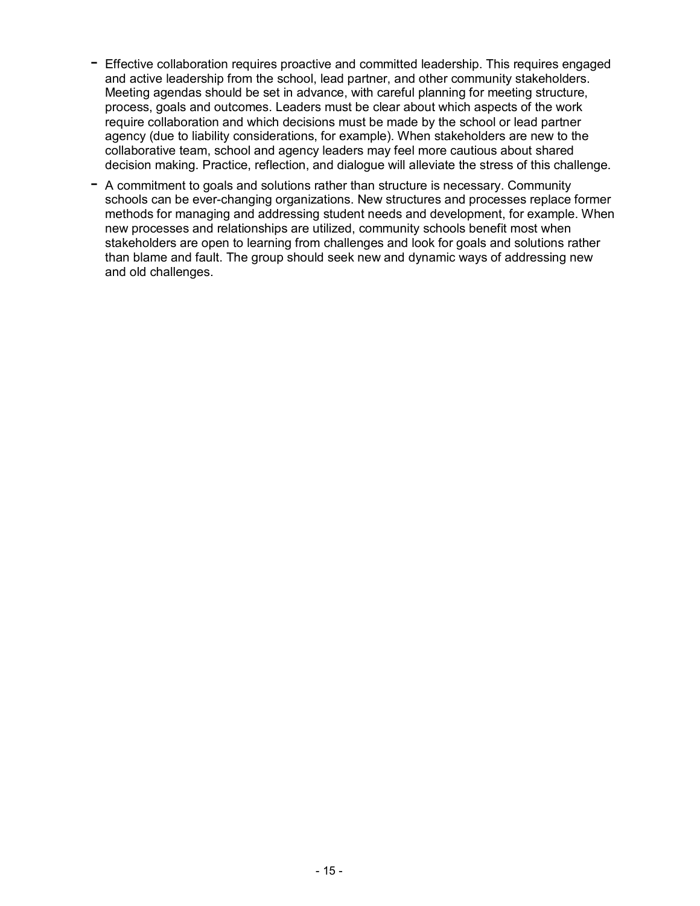- Effective collaboration requires proactive and committed leadership. This requires engaged and active leadership from the school, lead partner, and other community stakeholders. Meeting agendas should be set in advance, with careful planning for meeting structure, process, goals and outcomes. Leaders must be clear about which aspects of the work require collaboration and which decisions must be made by the school or lead partner agency (due to liability considerations, for example). When stakeholders are new to the collaborative team, school and agency leaders may feel more cautious about shared decision making. Practice, reflection, and dialogue will alleviate the stress of this challenge.
- A commitment to goals and solutions rather than structure is necessary. Community schools can be ever-changing organizations. New structures and processes replace former methods for managing and addressing student needs and development, for example. When new processes and relationships are utilized, community schools benefit most when stakeholders are open to learning from challenges and look for goals and solutions rather than blame and fault. The group should seek new and dynamic ways of addressing new and old challenges.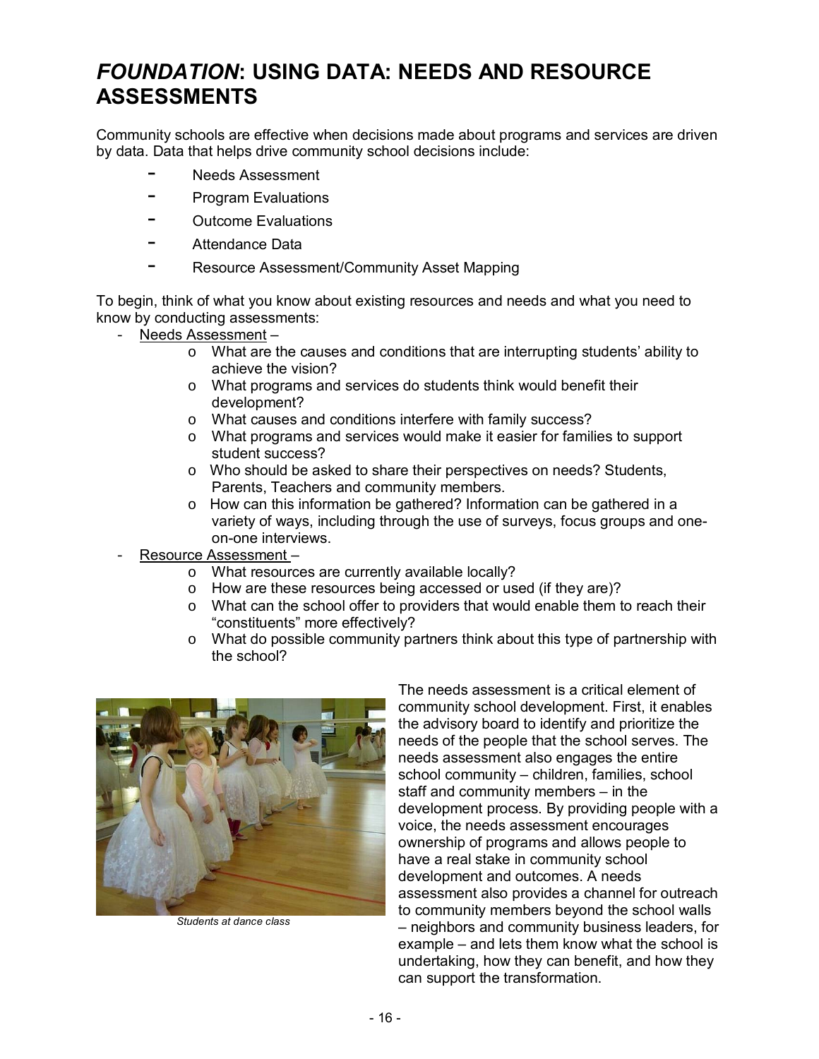# *FOUNDATION*: USING DATA: NEEDS AND RESOURCE ASSESSMENTS

Community schools are effective when decisions made about programs and services are driven by data. Data that helps drive community school decisions include:

- Needs Assessment
- Program Evaluations
- Outcome Evaluations
- Attendance Data
- Resource Assessment/Community Asset Mapping

To begin, think of what you know about existing resources and needs and what you need to know by conducting assessments:

- Needs Assessment –
  - What are the causes and conditions that are interrupting students' ability to achieve the vision?
  - What programs and services do students think would benefit their development?
  - What causes and conditions interfere with family success?
  - What programs and services would make it easier for families to support student success?
  - Who should be asked to share their perspectives on needs? Students, Parents, Teachers and community members.
  - How can this information be gathered? Information can be gathered in a variety of ways, including through the use of surveys, focus groups and one-on-one interviews.
- Resource Assessment –
  - What resources are currently available locally?
  - How are these resources being accessed or used (if they are)?
  - What can the school offer to providers that would enable them to reach their "constituents" more effectively?
  - What do possible community partners think about this type of partnership with the school?

*Students at dance class*

The needs assessment is a critical element of community school development. First, it enables the advisory board to identify and prioritize the needs of the people that the school serves. The needs assessment also engages the entire school community – children, families, school staff and community members – in the development process. By providing people with a voice, the needs assessment encourages ownership of programs and allows people to have a real stake in community school development and outcomes. A needs assessment also provides a channel for outreach to community members beyond the school walls – neighbors and community business leaders, for example – and lets them know what the school is undertaking, how they can benefit, and how they can support the transformation.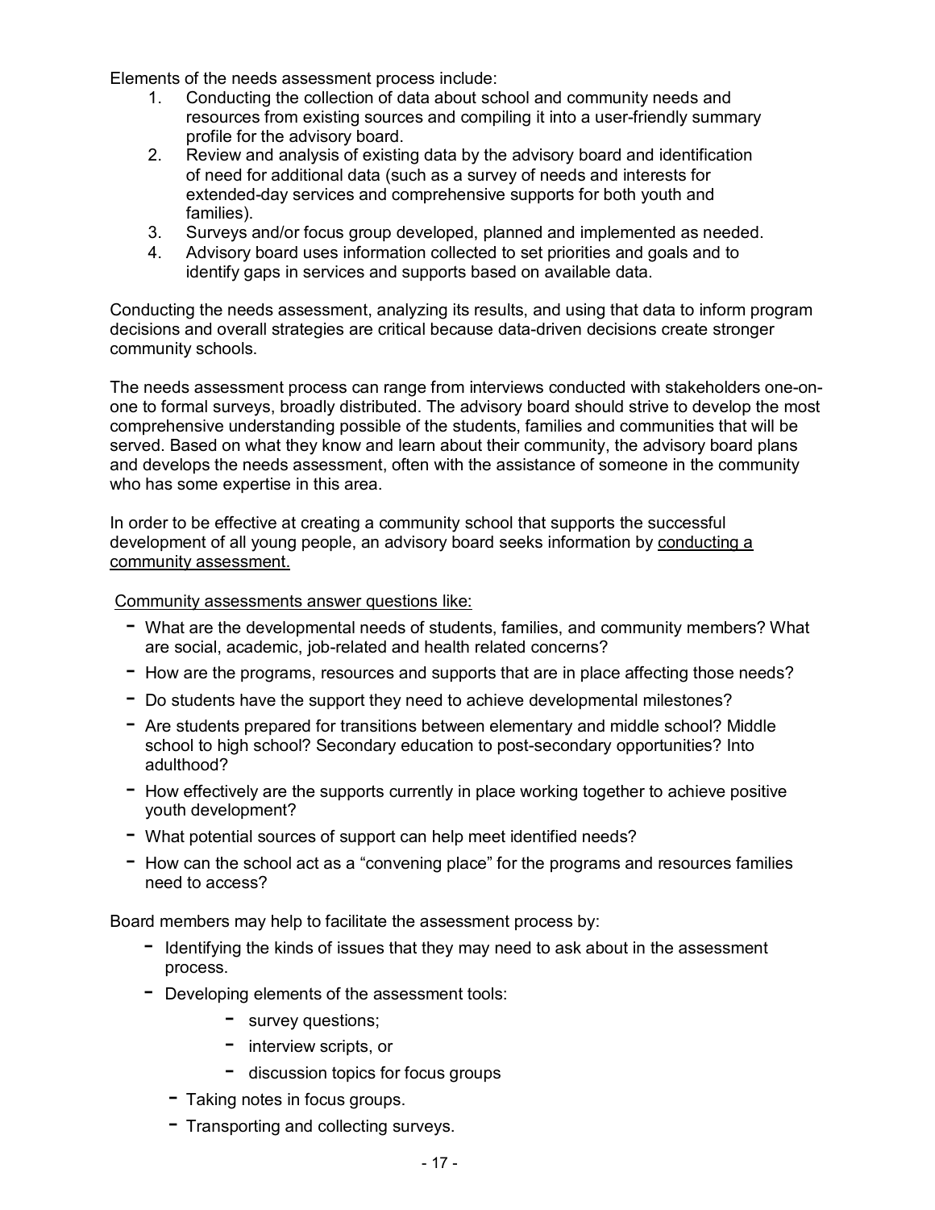Elements of the needs assessment process include:

1. Conducting the collection of data about school and community needs and resources from existing sources and compiling it into a user-friendly summary profile for the advisory board.
2. Review and analysis of existing data by the advisory board and identification of need for additional data (such as a survey of needs and interests for extended-day services and comprehensive supports for both youth and families).
3. Surveys and/or focus group developed, planned and implemented as needed.
4. Advisory board uses information collected to set priorities and goals and to identify gaps in services and supports based on available data.

Conducting the needs assessment, analyzing its results, and using that data to inform program decisions and overall strategies are critical because data-driven decisions create stronger community schools.

The needs assessment process can range from interviews conducted with stakeholders one-on-one to formal surveys, broadly distributed. The advisory board should strive to develop the most comprehensive understanding possible of the students, families and communities that will be served. Based on what they know and learn about their community, the advisory board plans and develops the needs assessment, often with the assistance of someone in the community who has some expertise in this area.

In order to be effective at creating a community school that supports the successful development of all young people, an advisory board seeks information by <u>conducting a community assessment.</u>

<u>Community assessments answer questions like:</u>

- What are the developmental needs of students, families, and community members? What are social, academic, job-related and health related concerns?
- How are the programs, resources and supports that are in place affecting those needs?
- Do students have the support they need to achieve developmental milestones?
- Are students prepared for transitions between elementary and middle school? Middle school to high school? Secondary education to post-secondary opportunities? Into adulthood?
- How effectively are the supports currently in place working together to achieve positive youth development?
- What potential sources of support can help meet identified needs?
- How can the school act as a "convening place" for the programs and resources families need to access?

Board members may help to facilitate the assessment process by:

- Identifying the kinds of issues that they may need to ask about in the assessment process.
- Developing elements of the assessment tools:
    - survey questions;
    - interview scripts, or
    - discussion topics for focus groups
- Taking notes in focus groups.
- Transporting and collecting surveys.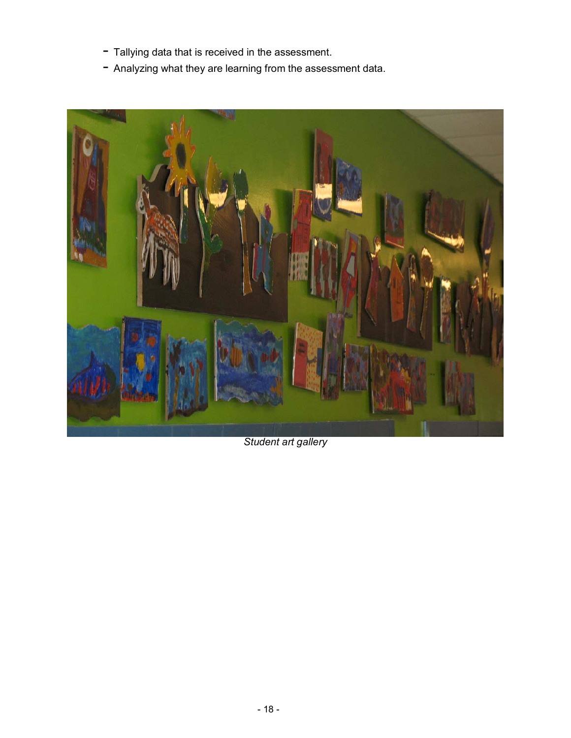- Tallying data that is received in the assessment.
- Analyzing what they are learning from the assessment data.

*Student art gallery*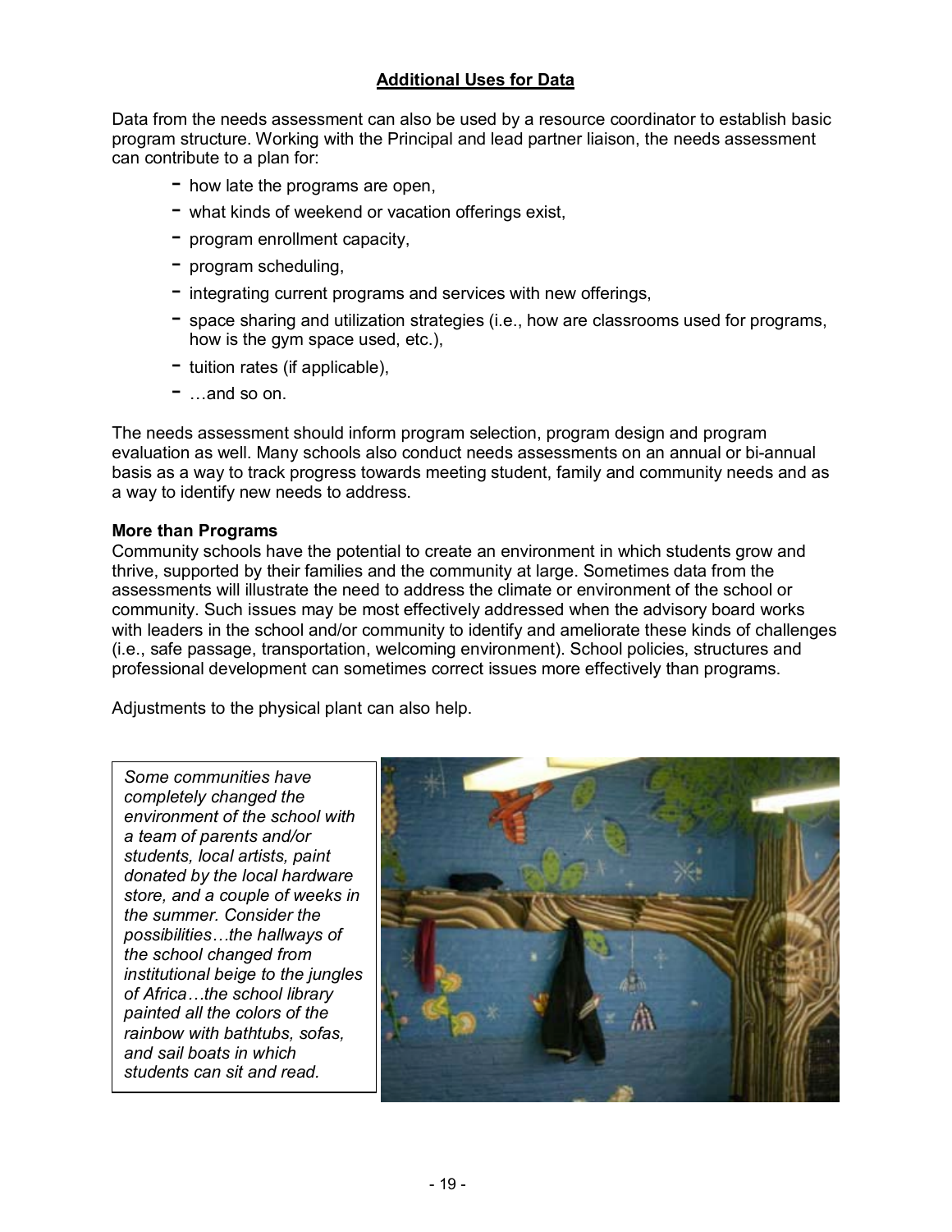## Additional Uses for Data

Data from the needs assessment can also be used by a resource coordinator to establish basic program structure. Working with the Principal and lead partner liaison, the needs assessment can contribute to a plan for:

- how late the programs are open,
- what kinds of weekend or vacation offerings exist,
- program enrollment capacity,
- program scheduling,
- integrating current programs and services with new offerings,
- space sharing and utilization strategies (i.e., how are classrooms used for programs, how is the gym space used, etc.),
- tuition rates (if applicable),
- …and so on.

The needs assessment should inform program selection, program design and program evaluation as well. Many schools also conduct needs assessments on an annual or bi-annual basis as a way to track progress towards meeting student, family and community needs and as a way to identify new needs to address.

**More than Programs**

Community schools have the potential to create an environment in which students grow and thrive, supported by their families and the community at large. Sometimes data from the assessments will illustrate the need to address the climate or environment of the school or community. Such issues may be most effectively addressed when the advisory board works with leaders in the school and/or community to identify and ameliorate these kinds of challenges (i.e., safe passage, transportation, welcoming environment). School policies, structures and professional development can sometimes correct issues more effectively than programs.

Adjustments to the physical plant can also help.

*Some communities have completely changed the environment of the school with a team of parents and/or students, local artists, paint donated by the local hardware store, and a couple of weeks in the summer. Consider the possibilities…the hallways of the school changed from institutional beige to the jungles of Africa…the school library painted all the colors of the rainbow with bathtubs, sofas, and sail boats in which students can sit and read.*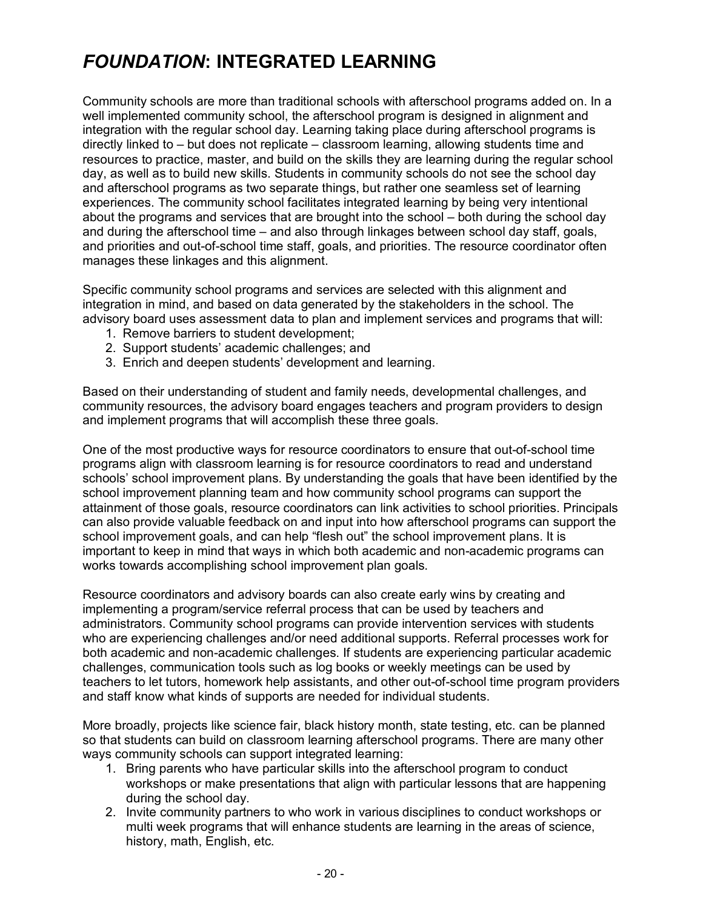# *FOUNDATION*: INTEGRATED LEARNING

Community schools are more than traditional schools with afterschool programs added on. In a well implemented community school, the afterschool program is designed in alignment and integration with the regular school day. Learning taking place during afterschool programs is directly linked to – but does not replicate – classroom learning, allowing students time and resources to practice, master, and build on the skills they are learning during the regular school day, as well as to build new skills. Students in community schools do not see the school day and afterschool programs as two separate things, but rather one seamless set of learning experiences. The community school facilitates integrated learning by being very intentional about the programs and services that are brought into the school – both during the school day and during the afterschool time – and also through linkages between school day staff, goals, and priorities and out-of-school time staff, goals, and priorities. The resource coordinator often manages these linkages and this alignment.

Specific community school programs and services are selected with this alignment and integration in mind, and based on data generated by the stakeholders in the school. The advisory board uses assessment data to plan and implement services and programs that will:

1. Remove barriers to student development;
2. Support students' academic challenges; and
3. Enrich and deepen students' development and learning.

Based on their understanding of student and family needs, developmental challenges, and community resources, the advisory board engages teachers and program providers to design and implement programs that will accomplish these three goals.

One of the most productive ways for resource coordinators to ensure that out-of-school time programs align with classroom learning is for resource coordinators to read and understand schools' school improvement plans. By understanding the goals that have been identified by the school improvement planning team and how community school programs can support the attainment of those goals, resource coordinators can link activities to school priorities. Principals can also provide valuable feedback on and input into how afterschool programs can support the school improvement goals, and can help "flesh out" the school improvement plans. It is important to keep in mind that ways in which both academic and non-academic programs can works towards accomplishing school improvement plan goals.

Resource coordinators and advisory boards can also create early wins by creating and implementing a program/service referral process that can be used by teachers and administrators. Community school programs can provide intervention services with students who are experiencing challenges and/or need additional supports. Referral processes work for both academic and non-academic challenges. If students are experiencing particular academic challenges, communication tools such as log books or weekly meetings can be used by teachers to let tutors, homework help assistants, and other out-of-school time program providers and staff know what kinds of supports are needed for individual students.

More broadly, projects like science fair, black history month, state testing, etc. can be planned so that students can build on classroom learning afterschool programs. There are many other ways community schools can support integrated learning:

1. Bring parents who have particular skills into the afterschool program to conduct workshops or make presentations that align with particular lessons that are happening during the school day.
2. Invite community partners to who work in various disciplines to conduct workshops or multi week programs that will enhance students are learning in the areas of science, history, math, English, etc.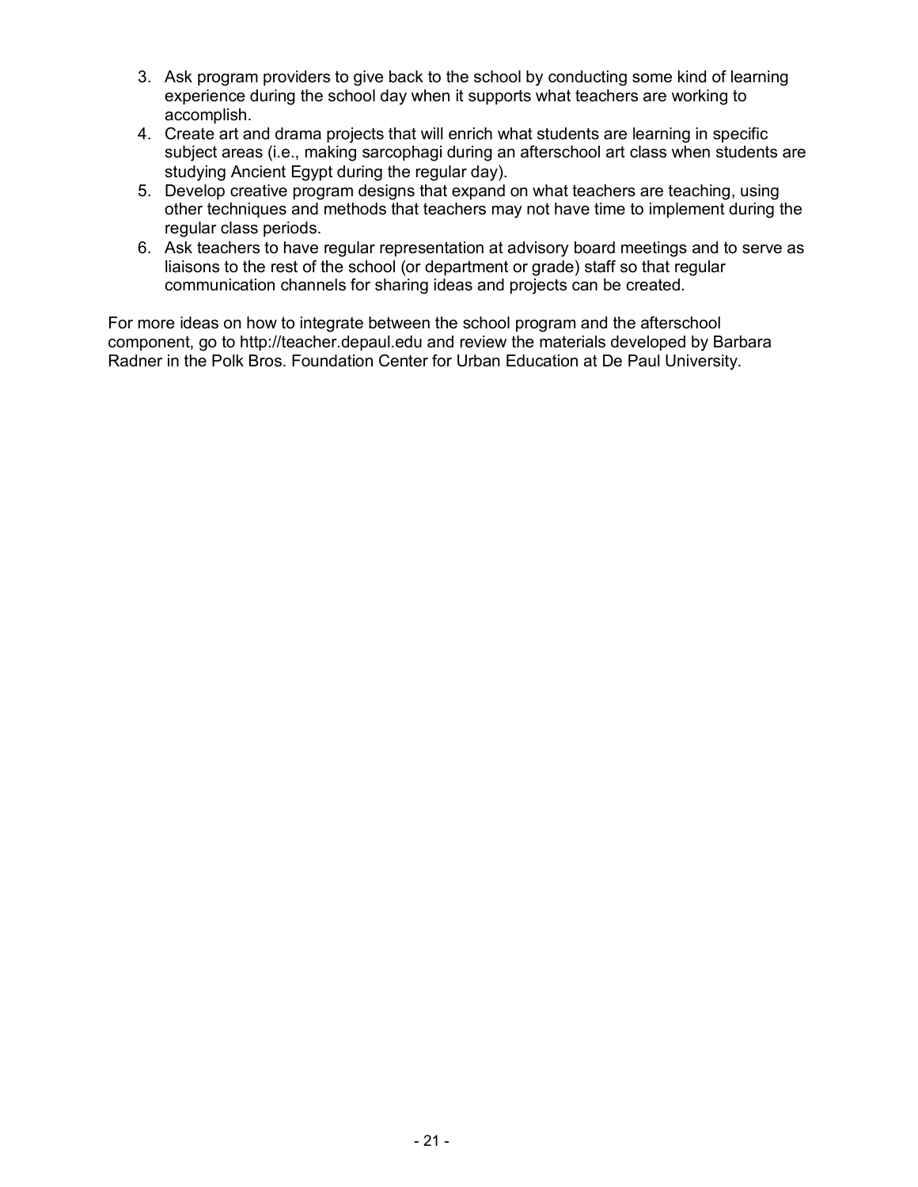3. Ask program providers to give back to the school by conducting some kind of learning experience during the school day when it supports what teachers are working to accomplish.
4. Create art and drama projects that will enrich what students are learning in specific subject areas (i.e., making sarcophagi during an afterschool art class when students are studying Ancient Egypt during the regular day).
5. Develop creative program designs that expand on what teachers are teaching, using other techniques and methods that teachers may not have time to implement during the regular class periods.
6. Ask teachers to have regular representation at advisory board meetings and to serve as liaisons to the rest of the school (or department or grade) staff so that regular communication channels for sharing ideas and projects can be created.

For more ideas on how to integrate between the school program and the afterschool component, go to http://teacher.depaul.edu and review the materials developed by Barbara Radner in the Polk Bros. Foundation Center for Urban Education at De Paul University.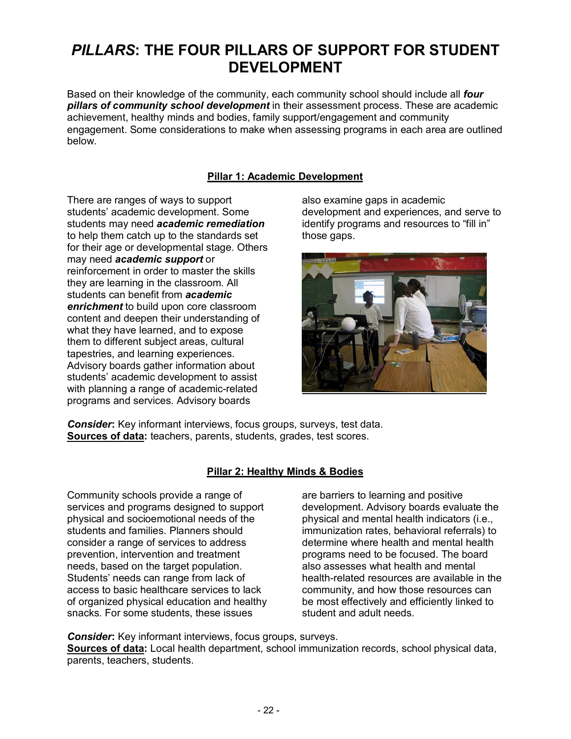# *PILLARS*: THE FOUR PILLARS OF SUPPORT FOR STUDENT DEVELOPMENT

Based on their knowledge of the community, each community school should include all ***four pillars of community school development*** in their assessment process. These are academic achievement, healthy minds and bodies, family support/engagement and community engagement. Some considerations to make when assessing programs in each area are outlined below.

## Pillar 1: Academic Development

There are ranges of ways to support students' academic development. Some students may need ***academic remediation*** to help them catch up to the standards set for their age or developmental stage. Others may need ***academic support*** or reinforcement in order to master the skills they are learning in the classroom. All students can benefit from ***academic enrichment*** to build upon core classroom content and deepen their understanding of what they have learned, and to expose them to different subject areas, cultural tapestries, and learning experiences. Advisory boards gather information about students' academic development to assist with planning a range of academic-related programs and services. Advisory boards also examine gaps in academic development and experiences, and serve to identify programs and resources to "fill in" those gaps.

***Consider*:** Key informant interviews, focus groups, surveys, test data.
**Sources of data:** teachers, parents, students, grades, test scores.

## Pillar 2: Healthy Minds & Bodies

Community schools provide a range of services and programs designed to support physical and socioemotional needs of the students and families. Planners should consider a range of services to address prevention, intervention and treatment needs, based on the target population. Students' needs can range from lack of access to basic healthcare services to lack of organized physical education and healthy snacks. For some students, these issues are barriers to learning and positive development. Advisory boards evaluate the physical and mental health indicators (i.e., immunization rates, behavioral referrals) to determine where health and mental health programs need to be focused. The board also assesses what health and mental health-related resources are available in the community, and how those resources can be most effectively and efficiently linked to student and adult needs.

***Consider*:** Key informant interviews, focus groups, surveys.
**Sources of data:** Local health department, school immunization records, school physical data, parents, teachers, students.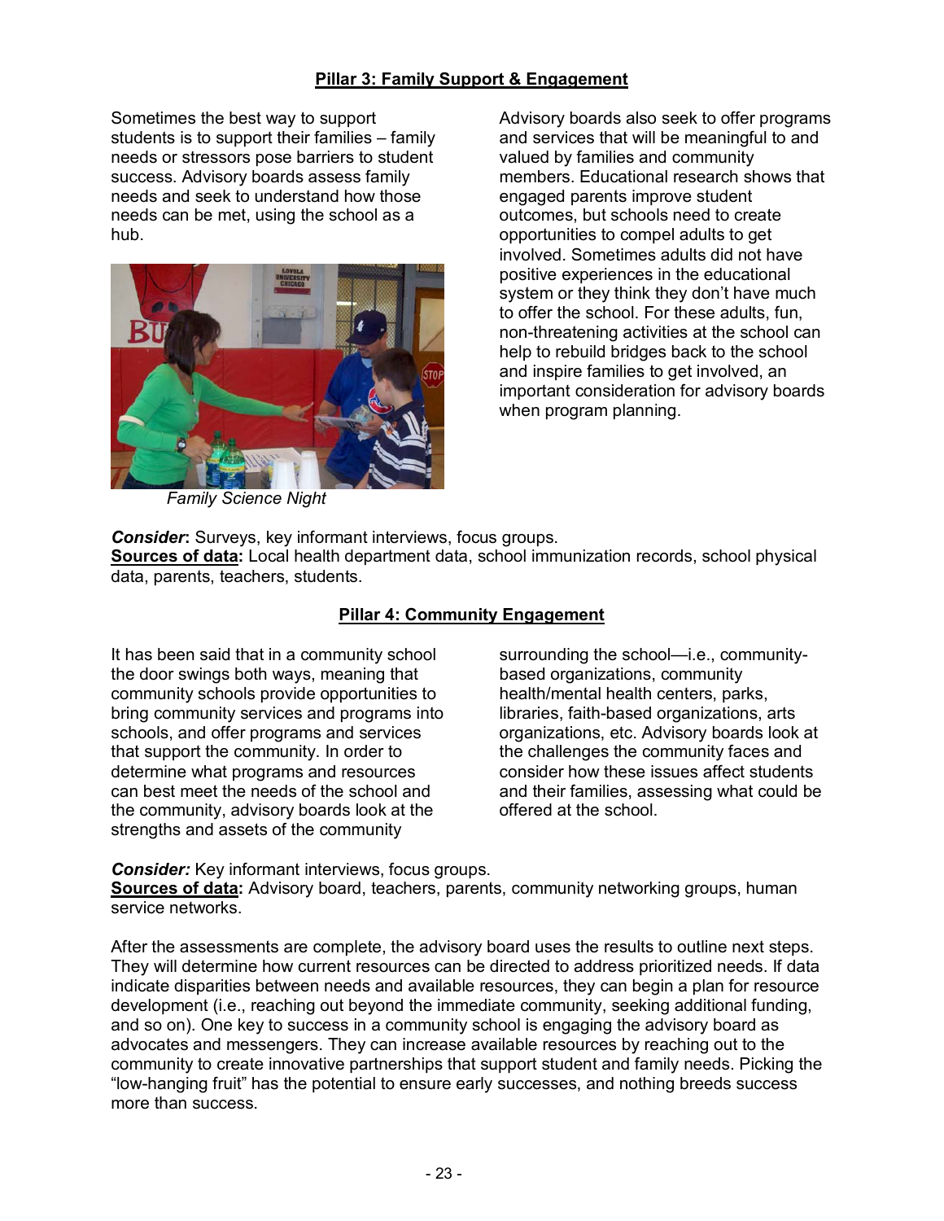## Pillar 3: Family Support & Engagement

Sometimes the best way to support students is to support their families – family needs or stressors pose barriers to student success. Advisory boards assess family needs and seek to understand how those needs can be met, using the school as a hub.

*Family Science Night*

Advisory boards also seek to offer programs and services that will be meaningful to and valued by families and community members. Educational research shows that engaged parents improve student outcomes, but schools need to create opportunities to compel adults to get involved. Sometimes adults did not have positive experiences in the educational system or they think they don't have much to offer the school. For these adults, fun, non-threatening activities at the school can help to rebuild bridges back to the school and inspire families to get involved, an important consideration for advisory boards when program planning.

***Consider*:** Surveys, key informant interviews, focus groups.
**Sources of data:** Local health department data, school immunization records, school physical data, parents, teachers, students.

## Pillar 4: Community Engagement

It has been said that in a community school the door swings both ways, meaning that community schools provide opportunities to bring community services and programs into schools, and offer programs and services that support the community. In order to determine what programs and resources can best meet the needs of the school and the community, advisory boards look at the strengths and assets of the community surrounding the school—i.e., community-based organizations, community health/mental health centers, parks, libraries, faith-based organizations, arts organizations, etc. Advisory boards look at the challenges the community faces and consider how these issues affect students and their families, assessing what could be offered at the school.

***Consider:*** Key informant interviews, focus groups.
**Sources of data:** Advisory board, teachers, parents, community networking groups, human service networks.

After the assessments are complete, the advisory board uses the results to outline next steps. They will determine how current resources can be directed to address prioritized needs. If data indicate disparities between needs and available resources, they can begin a plan for resource development (i.e., reaching out beyond the immediate community, seeking additional funding, and so on). One key to success in a community school is engaging the advisory board as advocates and messengers. They can increase available resources by reaching out to the community to create innovative partnerships that support student and family needs. Picking the "low-hanging fruit" has the potential to ensure early successes, and nothing breeds success more than success.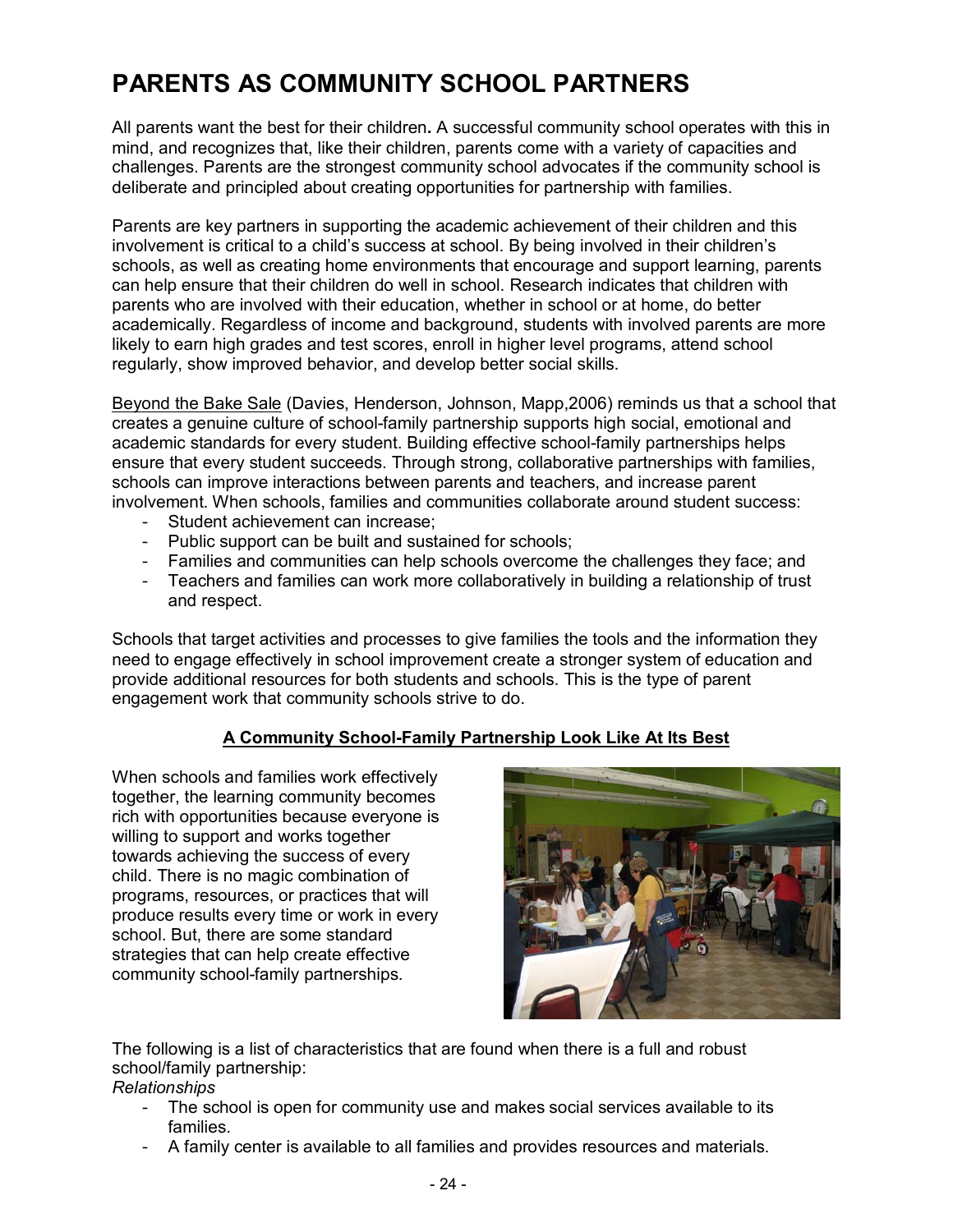# PARENTS AS COMMUNITY SCHOOL PARTNERS

All parents want the best for their children**.** A successful community school operates with this in mind, and recognizes that, like their children, parents come with a variety of capacities and challenges. Parents are the strongest community school advocates if the community school is deliberate and principled about creating opportunities for partnership with families.

Parents are key partners in supporting the academic achievement of their children and this involvement is critical to a child's success at school. By being involved in their children's schools, as well as creating home environments that encourage and support learning, parents can help ensure that their children do well in school. Research indicates that children with parents who are involved with their education, whether in school or at home, do better academically. Regardless of income and background, students with involved parents are more likely to earn high grades and test scores, enroll in higher level programs, attend school regularly, show improved behavior, and develop better social skills.

<u>Beyond the Bake Sale</u> (Davies, Henderson, Johnson, Mapp,2006) reminds us that a school that creates a genuine culture of school-family partnership supports high social, emotional and academic standards for every student. Building effective school-family partnerships helps ensure that every student succeeds. Through strong, collaborative partnerships with families, schools can improve interactions between parents and teachers, and increase parent involvement. When schools, families and communities collaborate around student success:

- Student achievement can increase;
- Public support can be built and sustained for schools;
- Families and communities can help schools overcome the challenges they face; and
- Teachers and families can work more collaboratively in building a relationship of trust and respect.

Schools that target activities and processes to give families the tools and the information they need to engage effectively in school improvement create a stronger system of education and provide additional resources for both students and schools. This is the type of parent engagement work that community schools strive to do.

**<u>A Community School-Family Partnership Look Like At Its Best</u>**

When schools and families work effectively together, the learning community becomes rich with opportunities because everyone is willing to support and works together towards achieving the success of every child. There is no magic combination of programs, resources, or practices that will produce results every time or work in every school. But, there are some standard strategies that can help create effective community school-family partnerships.

The following is a list of characteristics that are found when there is a full and robust school/family partnership:

*Relationships*

- The school is open for community use and makes social services available to its families.
- A family center is available to all families and provides resources and materials.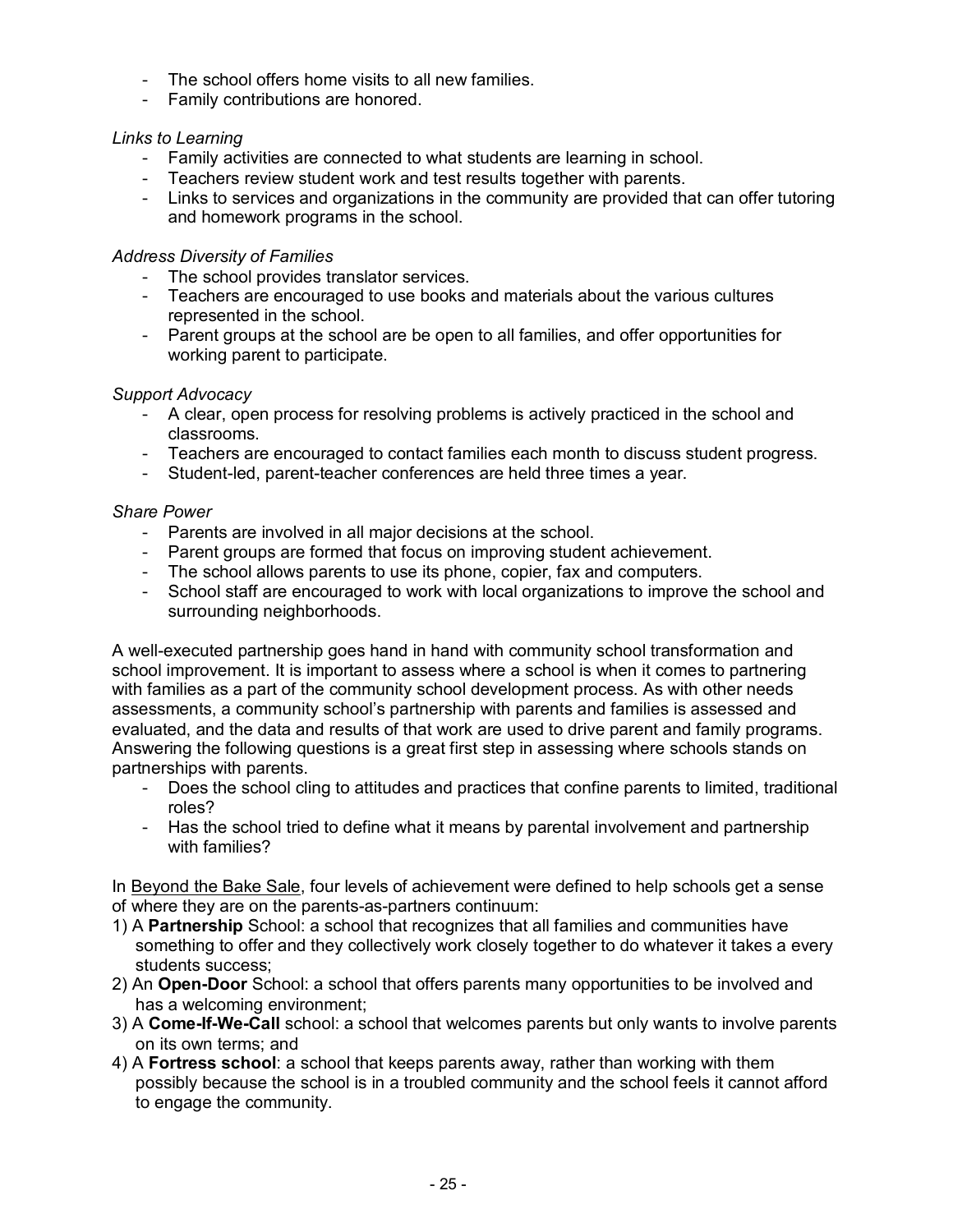- The school offers home visits to all new families.
- Family contributions are honored.

*Links to Learning*

- Family activities are connected to what students are learning in school.
- Teachers review student work and test results together with parents.
- Links to services and organizations in the community are provided that can offer tutoring and homework programs in the school.

*Address Diversity of Families*

- The school provides translator services.
- Teachers are encouraged to use books and materials about the various cultures represented in the school.
- Parent groups at the school are be open to all families, and offer opportunities for working parent to participate.

*Support Advocacy*

- A clear, open process for resolving problems is actively practiced in the school and classrooms.
- Teachers are encouraged to contact families each month to discuss student progress.
- Student-led, parent-teacher conferences are held three times a year.

*Share Power*

- Parents are involved in all major decisions at the school.
- Parent groups are formed that focus on improving student achievement.
- The school allows parents to use its phone, copier, fax and computers.
- School staff are encouraged to work with local organizations to improve the school and surrounding neighborhoods.

A well-executed partnership goes hand in hand with community school transformation and school improvement. It is important to assess where a school is when it comes to partnering with families as a part of the community school development process. As with other needs assessments, a community school's partnership with parents and families is assessed and evaluated, and the data and results of that work are used to drive parent and family programs. Answering the following questions is a great first step in assessing where schools stands on partnerships with parents.

- Does the school cling to attitudes and practices that confine parents to limited, traditional roles?
- Has the school tried to define what it means by parental involvement and partnership with families?

In <u>Beyond the Bake Sale</u>, four levels of achievement were defined to help schools get a sense of where they are on the parents-as-partners continuum:

1) A **Partnership** School: a school that recognizes that all families and communities have something to offer and they collectively work closely together to do whatever it takes a every students success;
2) An **Open-Door** School: a school that offers parents many opportunities to be involved and has a welcoming environment;
3) A **Come-If-We-Call** school: a school that welcomes parents but only wants to involve parents on its own terms; and
4) A **Fortress school**: a school that keeps parents away, rather than working with them possibly because the school is in a troubled community and the school feels it cannot afford to engage the community.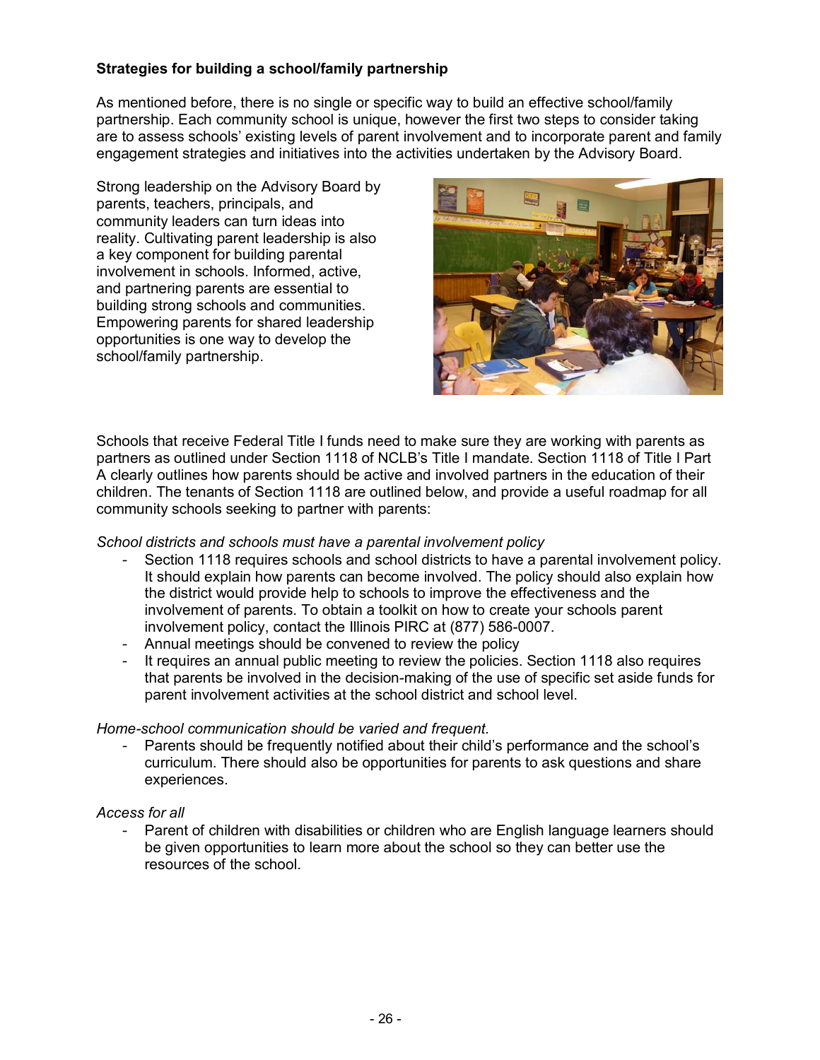**Strategies for building a school/family partnership**

As mentioned before, there is no single or specific way to build an effective school/family partnership. Each community school is unique, however the first two steps to consider taking are to assess schools' existing levels of parent involvement and to incorporate parent and family engagement strategies and initiatives into the activities undertaken by the Advisory Board.

Strong leadership on the Advisory Board by parents, teachers, principals, and community leaders can turn ideas into reality. Cultivating parent leadership is also a key component for building parental involvement in schools. Informed, active, and partnering parents are essential to building strong schools and communities. Empowering parents for shared leadership opportunities is one way to develop the school/family partnership.

Schools that receive Federal Title I funds need to make sure they are working with parents as partners as outlined under Section 1118 of NCLB's Title I mandate. Section 1118 of Title I Part A clearly outlines how parents should be active and involved partners in the education of their children. The tenants of Section 1118 are outlined below, and provide a useful roadmap for all community schools seeking to partner with parents:

*School districts and schools must have a parental involvement policy*

- Section 1118 requires schools and school districts to have a parental involvement policy. It should explain how parents can become involved. The policy should also explain how the district would provide help to schools to improve the effectiveness and the involvement of parents. To obtain a toolkit on how to create your schools parent involvement policy, contact the Illinois PIRC at (877) 586-0007.
- Annual meetings should be convened to review the policy
- It requires an annual public meeting to review the policies. Section 1118 also requires that parents be involved in the decision-making of the use of specific set aside funds for parent involvement activities at the school district and school level.

*Home-school communication should be varied and frequent.*

- Parents should be frequently notified about their child's performance and the school's curriculum. There should also be opportunities for parents to ask questions and share experiences.

*Access for all*

- Parent of children with disabilities or children who are English language learners should be given opportunities to learn more about the school so they can better use the resources of the school.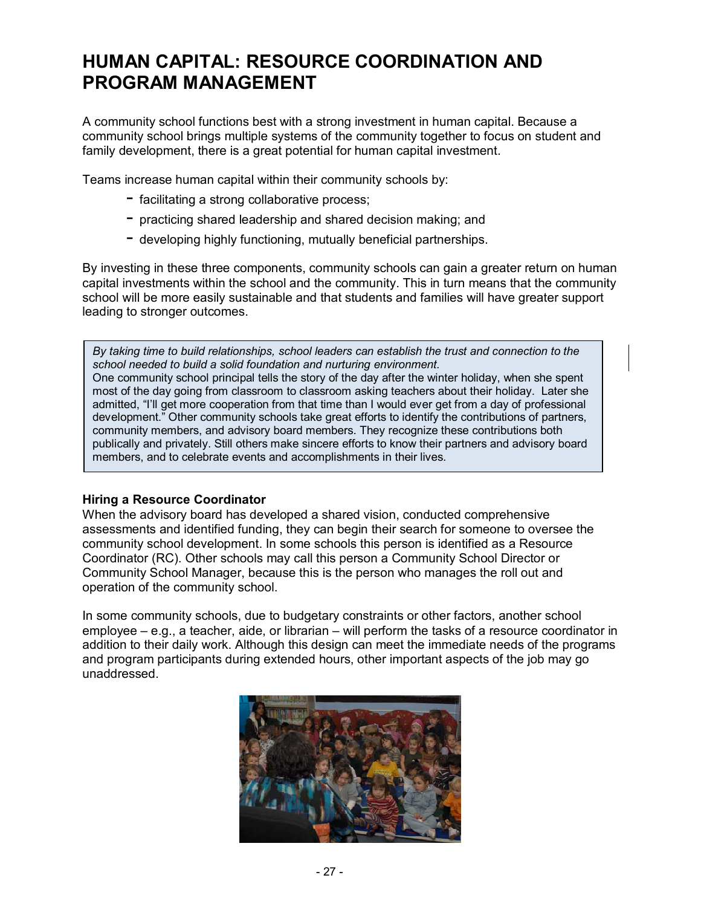# HUMAN CAPITAL: RESOURCE COORDINATION AND PROGRAM MANAGEMENT

A community school functions best with a strong investment in human capital. Because a community school brings multiple systems of the community together to focus on student and family development, there is a great potential for human capital investment.

Teams increase human capital within their community schools by:

- facilitating a strong collaborative process;
- practicing shared leadership and shared decision making; and
- developing highly functioning, mutually beneficial partnerships.

By investing in these three components, community schools can gain a greater return on human capital investments within the school and the community. This in turn means that the community school will be more easily sustainable and that students and families will have greater support leading to stronger outcomes.

> *By taking time to build relationships, school leaders can establish the trust and connection to the school needed to build a solid foundation and nurturing environment.*
> One community school principal tells the story of the day after the winter holiday, when she spent most of the day going from classroom to classroom asking teachers about their holiday. Later she admitted, "I'll get more cooperation from that time than I would ever get from a day of professional development." Other community schools take great efforts to identify the contributions of partners, community members, and advisory board members. They recognize these contributions both publically and privately. Still others make sincere efforts to know their partners and advisory board members, and to celebrate events and accomplishments in their lives.

**Hiring a Resource Coordinator**

When the advisory board has developed a shared vision, conducted comprehensive assessments and identified funding, they can begin their search for someone to oversee the community school development. In some schools this person is identified as a Resource Coordinator (RC). Other schools may call this person a Community School Director or Community School Manager, because this is the person who manages the roll out and operation of the community school.

In some community schools, due to budgetary constraints or other factors, another school employee – e.g., a teacher, aide, or librarian – will perform the tasks of a resource coordinator in addition to their daily work. Although this design can meet the immediate needs of the programs and program participants during extended hours, other important aspects of the job may go unaddressed.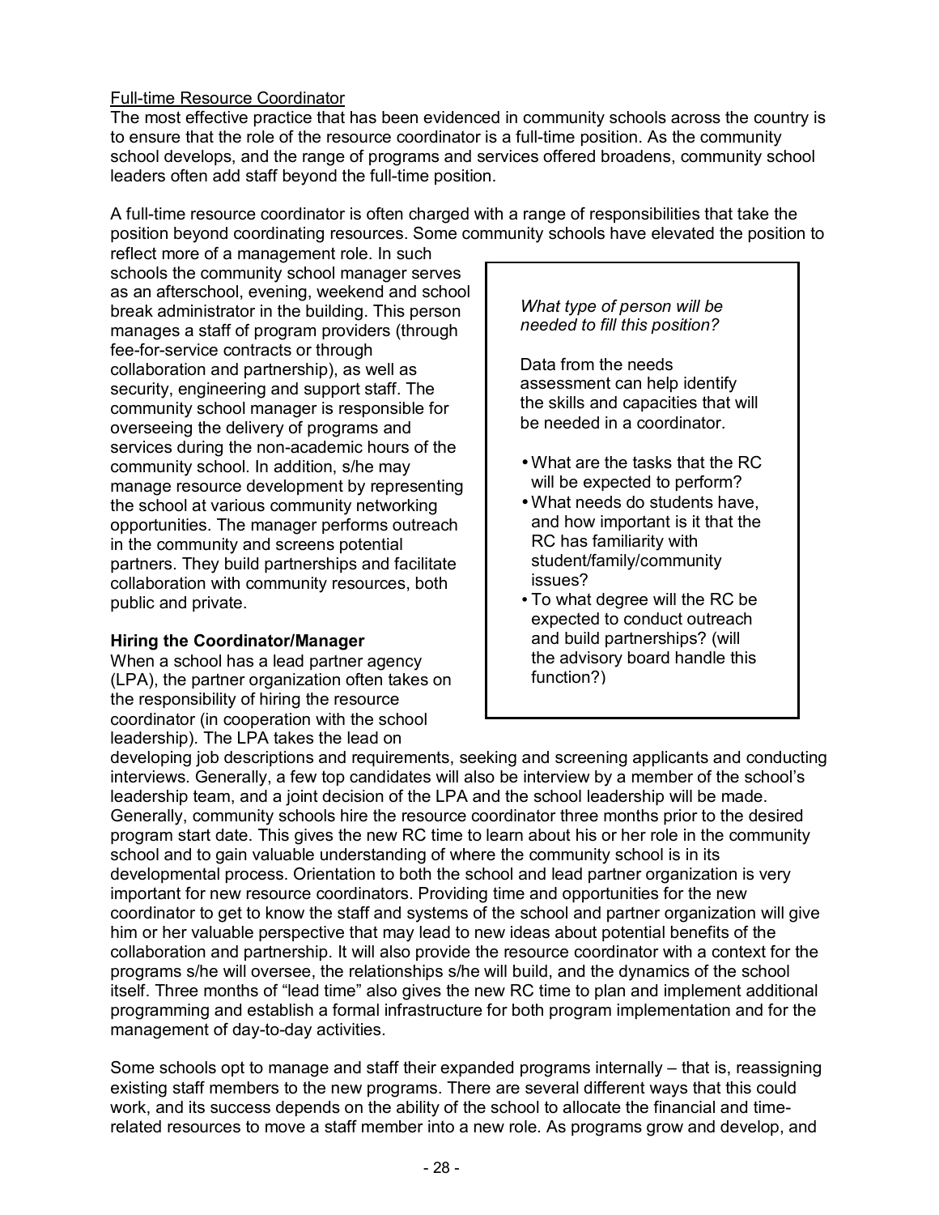Full-time Resource Coordinator

The most effective practice that has been evidenced in community schools across the country is to ensure that the role of the resource coordinator is a full-time position. As the community school develops, and the range of programs and services offered broadens, community school leaders often add staff beyond the full-time position.

A full-time resource coordinator is often charged with a range of responsibilities that take the position beyond coordinating resources. Some community schools have elevated the position to reflect more of a management role. In such schools the community school manager serves as an afterschool, evening, weekend and school break administrator in the building. This person manages a staff of program providers (through fee-for-service contracts or through collaboration and partnership), as well as security, engineering and support staff. The community school manager is responsible for overseeing the delivery of programs and services during the non-academic hours of the community school. In addition, s/he may manage resource development by representing the school at various community networking opportunities. The manager performs outreach in the community and screens potential partners. They build partnerships and facilitate collaboration with community resources, both public and private.

> *What type of person will be needed to fill this position?*
>
> Data from the needs assessment can help identify the skills and capacities that will be needed in a coordinator.
>
> - What are the tasks that the RC will be expected to perform?
> - What needs do students have, and how important is it that the RC has familiarity with student/family/community issues?
> - To what degree will the RC be expected to conduct outreach and build partnerships? (will the advisory board handle this function?)

**Hiring the Coordinator/Manager**

When a school has a lead partner agency (LPA), the partner organization often takes on the responsibility of hiring the resource coordinator (in cooperation with the school leadership). The LPA takes the lead on developing job descriptions and requirements, seeking and screening applicants and conducting interviews. Generally, a few top candidates will also be interview by a member of the school's leadership team, and a joint decision of the LPA and the school leadership will be made. Generally, community schools hire the resource coordinator three months prior to the desired program start date. This gives the new RC time to learn about his or her role in the community school and to gain valuable understanding of where the community school is in its developmental process. Orientation to both the school and lead partner organization is very important for new resource coordinators. Providing time and opportunities for the new coordinator to get to know the staff and systems of the school and partner organization will give him or her valuable perspective that may lead to new ideas about potential benefits of the collaboration and partnership. It will also provide the resource coordinator with a context for the programs s/he will oversee, the relationships s/he will build, and the dynamics of the school itself. Three months of "lead time" also gives the new RC time to plan and implement additional programming and establish a formal infrastructure for both program implementation and for the management of day-to-day activities.

Some schools opt to manage and staff their expanded programs internally – that is, reassigning existing staff members to the new programs. There are several different ways that this could work, and its success depends on the ability of the school to allocate the financial and time-related resources to move a staff member into a new role. As programs grow and develop, and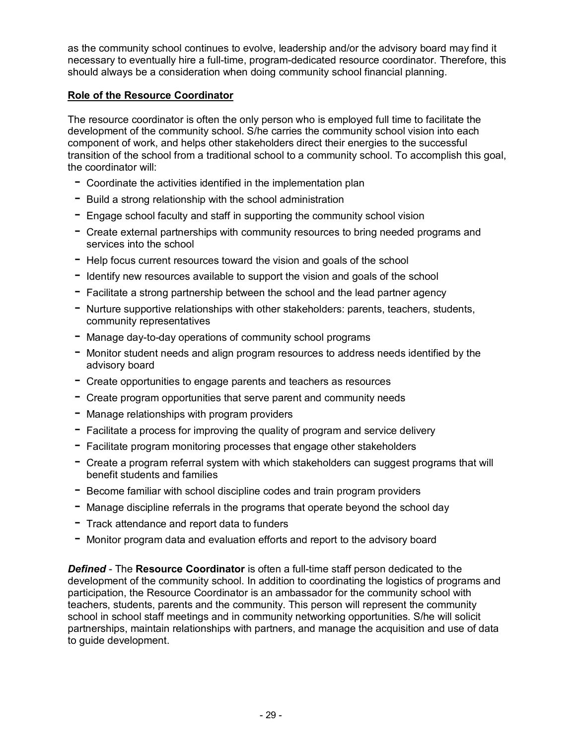as the community school continues to evolve, leadership and/or the advisory board may find it necessary to eventually hire a full-time, program-dedicated resource coordinator. Therefore, this should always be a consideration when doing community school financial planning.

**Role of the Resource Coordinator**

The resource coordinator is often the only person who is employed full time to facilitate the development of the community school. S/he carries the community school vision into each component of work, and helps other stakeholders direct their energies to the successful transition of the school from a traditional school to a community school. To accomplish this goal, the coordinator will:

- Coordinate the activities identified in the implementation plan
- Build a strong relationship with the school administration
- Engage school faculty and staff in supporting the community school vision
- Create external partnerships with community resources to bring needed programs and services into the school
- Help focus current resources toward the vision and goals of the school
- Identify new resources available to support the vision and goals of the school
- Facilitate a strong partnership between the school and the lead partner agency
- Nurture supportive relationships with other stakeholders: parents, teachers, students, community representatives
- Manage day-to-day operations of community school programs
- Monitor student needs and align program resources to address needs identified by the advisory board
- Create opportunities to engage parents and teachers as resources
- Create program opportunities that serve parent and community needs
- Manage relationships with program providers
- Facilitate a process for improving the quality of program and service delivery
- Facilitate program monitoring processes that engage other stakeholders
- Create a program referral system with which stakeholders can suggest programs that will benefit students and families
- Become familiar with school discipline codes and train program providers
- Manage discipline referrals in the programs that operate beyond the school day
- Track attendance and report data to funders
- Monitor program data and evaluation efforts and report to the advisory board

***Defined*** - The **Resource Coordinator** is often a full-time staff person dedicated to the development of the community school. In addition to coordinating the logistics of programs and participation, the Resource Coordinator is an ambassador for the community school with teachers, students, parents and the community. This person will represent the community school in school staff meetings and in community networking opportunities. S/he will solicit partnerships, maintain relationships with partners, and manage the acquisition and use of data to guide development.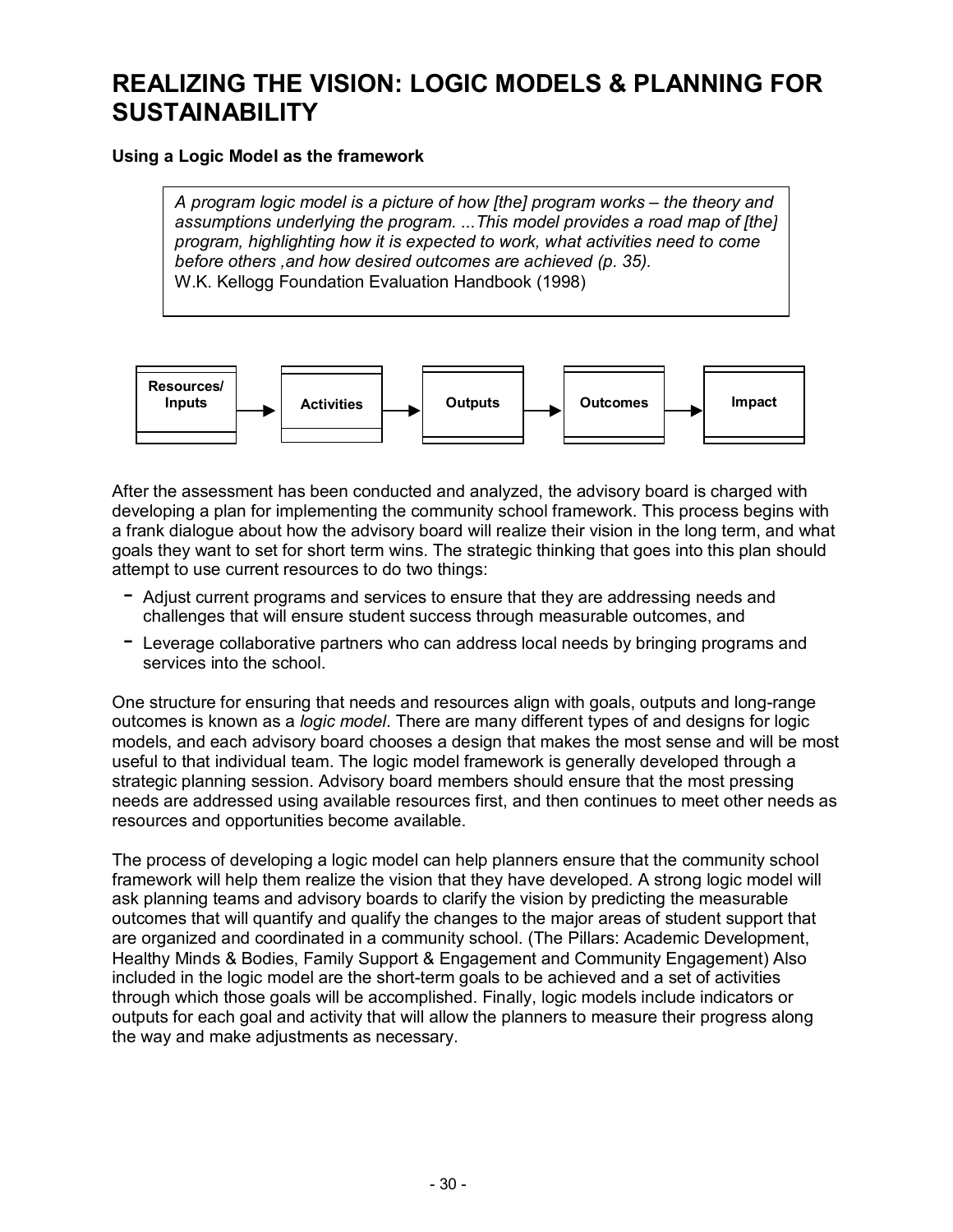# REALIZING THE VISION: LOGIC MODELS & PLANNING FOR SUSTAINABILITY

**Using a Logic Model as the framework**

> *A program logic model is a picture of how [the] program works – the theory and assumptions underlying the program. ...This model provides a road map of [the] program, highlighting how it is expected to work, what activities need to come before others ,and how desired outcomes are achieved (p. 35).*
> W.K. Kellogg Foundation Evaluation Handbook (1998)

**Resources/ Inputs** → **Activities** → **Outputs** → **Outcomes** → **Impact**

After the assessment has been conducted and analyzed, the advisory board is charged with developing a plan for implementing the community school framework. This process begins with a frank dialogue about how the advisory board will realize their vision in the long term, and what goals they want to set for short term wins. The strategic thinking that goes into this plan should attempt to use current resources to do two things:

- Adjust current programs and services to ensure that they are addressing needs and challenges that will ensure student success through measurable outcomes, and
- Leverage collaborative partners who can address local needs by bringing programs and services into the school.

One structure for ensuring that needs and resources align with goals, outputs and long-range outcomes is known as a *logic model*. There are many different types of and designs for logic models, and each advisory board chooses a design that makes the most sense and will be most useful to that individual team. The logic model framework is generally developed through a strategic planning session. Advisory board members should ensure that the most pressing needs are addressed using available resources first, and then continues to meet other needs as resources and opportunities become available.

The process of developing a logic model can help planners ensure that the community school framework will help them realize the vision that they have developed. A strong logic model will ask planning teams and advisory boards to clarify the vision by predicting the measurable outcomes that will quantify and qualify the changes to the major areas of student support that are organized and coordinated in a community school. (The Pillars: Academic Development, Healthy Minds & Bodies, Family Support & Engagement and Community Engagement) Also included in the logic model are the short-term goals to be achieved and a set of activities through which those goals will be accomplished. Finally, logic models include indicators or outputs for each goal and activity that will allow the planners to measure their progress along the way and make adjustments as necessary.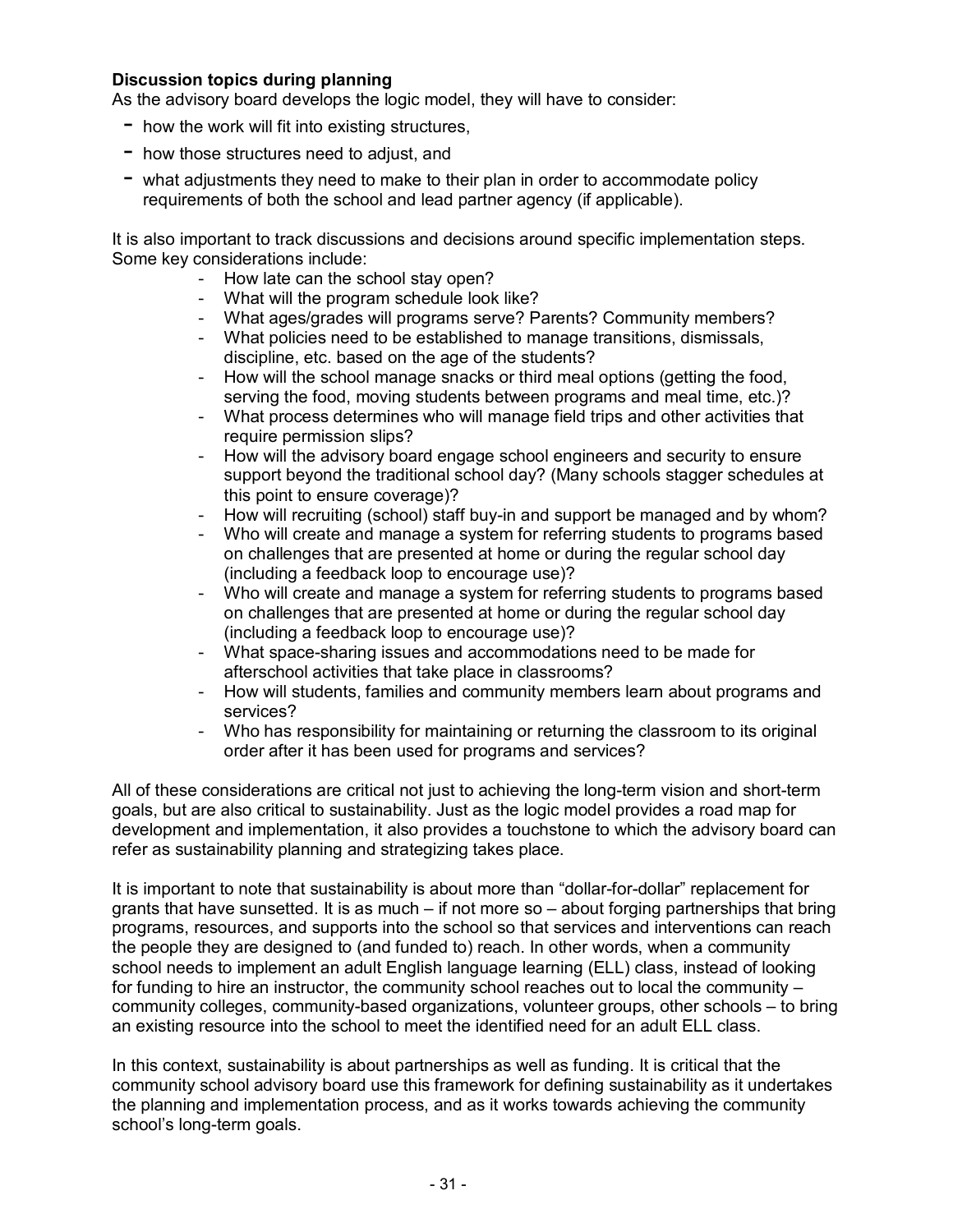**Discussion topics during planning**

As the advisory board develops the logic model, they will have to consider:

- how the work will fit into existing structures,
- how those structures need to adjust, and
- what adjustments they need to make to their plan in order to accommodate policy requirements of both the school and lead partner agency (if applicable).

It is also important to track discussions and decisions around specific implementation steps. Some key considerations include:

- How late can the school stay open?
- What will the program schedule look like?
- What ages/grades will programs serve? Parents? Community members?
- What policies need to be established to manage transitions, dismissals, discipline, etc. based on the age of the students?
- How will the school manage snacks or third meal options (getting the food, serving the food, moving students between programs and meal time, etc.)?
- What process determines who will manage field trips and other activities that require permission slips?
- How will the advisory board engage school engineers and security to ensure support beyond the traditional school day? (Many schools stagger schedules at this point to ensure coverage)?
- How will recruiting (school) staff buy-in and support be managed and by whom?
- Who will create and manage a system for referring students to programs based on challenges that are presented at home or during the regular school day (including a feedback loop to encourage use)?
- Who will create and manage a system for referring students to programs based on challenges that are presented at home or during the regular school day (including a feedback loop to encourage use)?
- What space-sharing issues and accommodations need to be made for afterschool activities that take place in classrooms?
- How will students, families and community members learn about programs and services?
- Who has responsibility for maintaining or returning the classroom to its original order after it has been used for programs and services?

All of these considerations are critical not just to achieving the long-term vision and short-term goals, but are also critical to sustainability. Just as the logic model provides a road map for development and implementation, it also provides a touchstone to which the advisory board can refer as sustainability planning and strategizing takes place.

It is important to note that sustainability is about more than "dollar-for-dollar" replacement for grants that have sunsetted. It is as much – if not more so – about forging partnerships that bring programs, resources, and supports into the school so that services and interventions can reach the people they are designed to (and funded to) reach. In other words, when a community school needs to implement an adult English language learning (ELL) class, instead of looking for funding to hire an instructor, the community school reaches out to local the community – community colleges, community-based organizations, volunteer groups, other schools – to bring an existing resource into the school to meet the identified need for an adult ELL class.

In this context, sustainability is about partnerships as well as funding. It is critical that the community school advisory board use this framework for defining sustainability as it undertakes the planning and implementation process, and as it works towards achieving the community school's long-term goals.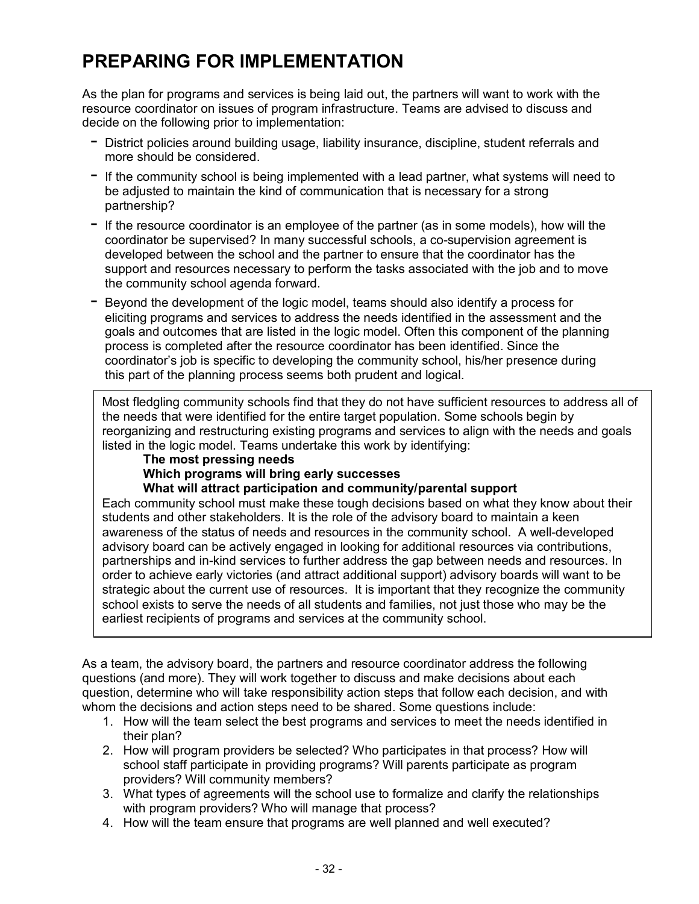# PREPARING FOR IMPLEMENTATION

As the plan for programs and services is being laid out, the partners will want to work with the resource coordinator on issues of program infrastructure. Teams are advised to discuss and decide on the following prior to implementation:

- District policies around building usage, liability insurance, discipline, student referrals and more should be considered.
- If the community school is being implemented with a lead partner, what systems will need to be adjusted to maintain the kind of communication that is necessary for a strong partnership?
- If the resource coordinator is an employee of the partner (as in some models), how will the coordinator be supervised? In many successful schools, a co-supervision agreement is developed between the school and the partner to ensure that the coordinator has the support and resources necessary to perform the tasks associated with the job and to move the community school agenda forward.
- Beyond the development of the logic model, teams should also identify a process for eliciting programs and services to address the needs identified in the assessment and the goals and outcomes that are listed in the logic model. Often this component of the planning process is completed after the resource coordinator has been identified. Since the coordinator's job is specific to developing the community school, his/her presence during this part of the planning process seems both prudent and logical.

> Most fledgling community schools find that they do not have sufficient resources to address all of the needs that were identified for the entire target population. Some schools begin by reorganizing and restructuring existing programs and services to align with the needs and goals listed in the logic model. Teams undertake this work by identifying:
>
> **The most pressing needs**
> **Which programs will bring early successes**
> **What will attract participation and community/parental support**
>
> Each community school must make these tough decisions based on what they know about their students and other stakeholders. It is the role of the advisory board to maintain a keen awareness of the status of needs and resources in the community school. A well-developed advisory board can be actively engaged in looking for additional resources via contributions, partnerships and in-kind services to further address the gap between needs and resources. In order to achieve early victories (and attract additional support) advisory boards will want to be strategic about the current use of resources. It is important that they recognize the community school exists to serve the needs of all students and families, not just those who may be the earliest recipients of programs and services at the community school.

As a team, the advisory board, the partners and resource coordinator address the following questions (and more). They will work together to discuss and make decisions about each question, determine who will take responsibility action steps that follow each decision, and with whom the decisions and action steps need to be shared. Some questions include:

1. How will the team select the best programs and services to meet the needs identified in their plan?
2. How will program providers be selected? Who participates in that process? How will school staff participate in providing programs? Will parents participate as program providers? Will community members?
3. What types of agreements will the school use to formalize and clarify the relationships with program providers? Who will manage that process?
4. How will the team ensure that programs are well planned and well executed?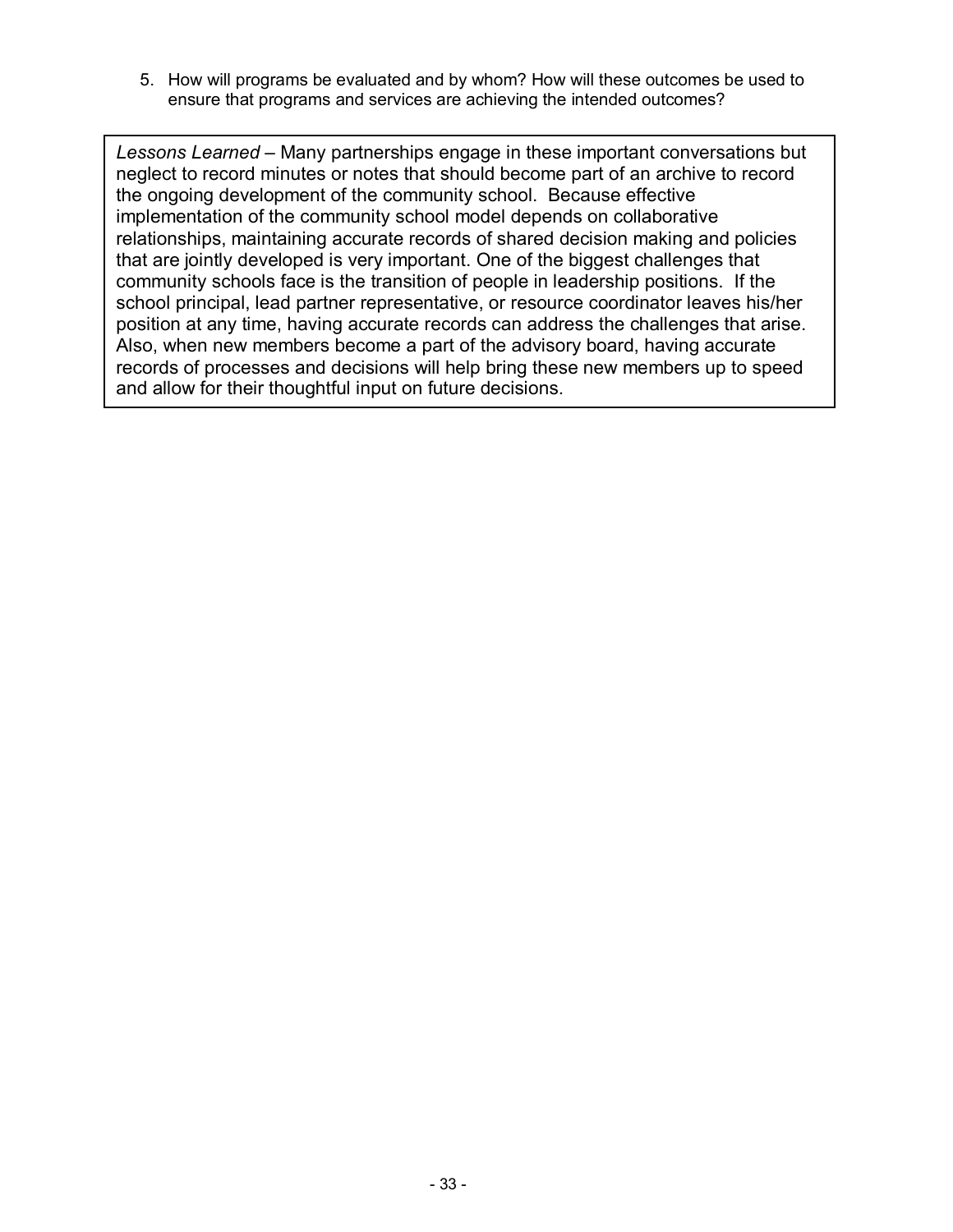5. How will programs be evaluated and by whom? How will these outcomes be used to ensure that programs and services are achieving the intended outcomes?

> *Lessons Learned* – Many partnerships engage in these important conversations but neglect to record minutes or notes that should become part of an archive to record the ongoing development of the community school. Because effective implementation of the community school model depends on collaborative relationships, maintaining accurate records of shared decision making and policies that are jointly developed is very important. One of the biggest challenges that community schools face is the transition of people in leadership positions. If the school principal, lead partner representative, or resource coordinator leaves his/her position at any time, having accurate records can address the challenges that arise. Also, when new members become a part of the advisory board, having accurate records of processes and decisions will help bring these new members up to speed and allow for their thoughtful input on future decisions.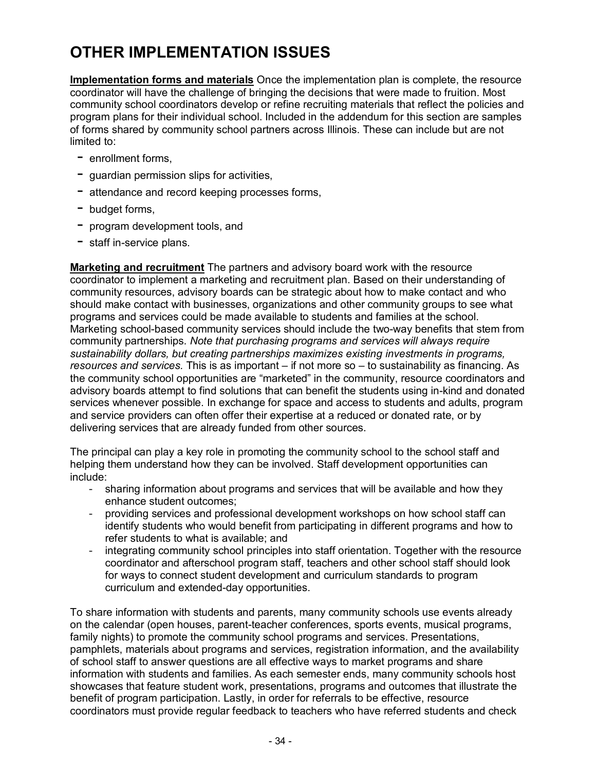# OTHER IMPLEMENTATION ISSUES

**Implementation forms and materials** Once the implementation plan is complete, the resource coordinator will have the challenge of bringing the decisions that were made to fruition. Most community school coordinators develop or refine recruiting materials that reflect the policies and program plans for their individual school. Included in the addendum for this section are samples of forms shared by community school partners across Illinois. These can include but are not limited to:

- enrollment forms,
- guardian permission slips for activities,
- attendance and record keeping processes forms,
- budget forms,
- program development tools, and
- staff in-service plans.

**Marketing and recruitment** The partners and advisory board work with the resource coordinator to implement a marketing and recruitment plan. Based on their understanding of community resources, advisory boards can be strategic about how to make contact and who should make contact with businesses, organizations and other community groups to see what programs and services could be made available to students and families at the school. Marketing school-based community services should include the two-way benefits that stem from community partnerships. *Note that purchasing programs and services will always require sustainability dollars, but creating partnerships maximizes existing investments in programs, resources and services.* This is as important – if not more so – to sustainability as financing. As the community school opportunities are "marketed" in the community, resource coordinators and advisory boards attempt to find solutions that can benefit the students using in-kind and donated services whenever possible. In exchange for space and access to students and adults, program and service providers can often offer their expertise at a reduced or donated rate, or by delivering services that are already funded from other sources.

The principal can play a key role in promoting the community school to the school staff and helping them understand how they can be involved. Staff development opportunities can include:

- sharing information about programs and services that will be available and how they enhance student outcomes;
- providing services and professional development workshops on how school staff can identify students who would benefit from participating in different programs and how to refer students to what is available; and
- integrating community school principles into staff orientation. Together with the resource coordinator and afterschool program staff, teachers and other school staff should look for ways to connect student development and curriculum standards to program curriculum and extended-day opportunities.

To share information with students and parents, many community schools use events already on the calendar (open houses, parent-teacher conferences, sports events, musical programs, family nights) to promote the community school programs and services. Presentations, pamphlets, materials about programs and services, registration information, and the availability of school staff to answer questions are all effective ways to market programs and share information with students and families. As each semester ends, many community schools host showcases that feature student work, presentations, programs and outcomes that illustrate the benefit of program participation. Lastly, in order for referrals to be effective, resource coordinators must provide regular feedback to teachers who have referred students and check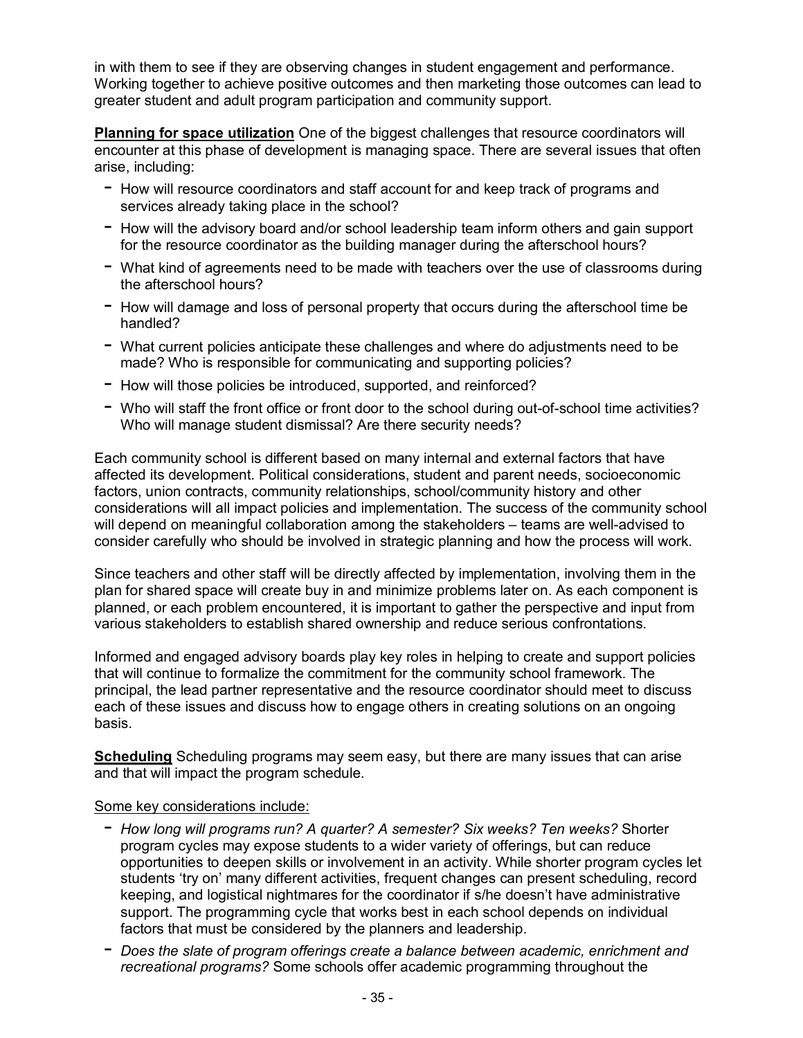in with them to see if they are observing changes in student engagement and performance. Working together to achieve positive outcomes and then marketing those outcomes can lead to greater student and adult program participation and community support.

**Planning for space utilization** One of the biggest challenges that resource coordinators will encounter at this phase of development is managing space. There are several issues that often arise, including:

- How will resource coordinators and staff account for and keep track of programs and services already taking place in the school?
- How will the advisory board and/or school leadership team inform others and gain support for the resource coordinator as the building manager during the afterschool hours?
- What kind of agreements need to be made with teachers over the use of classrooms during the afterschool hours?
- How will damage and loss of personal property that occurs during the afterschool time be handled?
- What current policies anticipate these challenges and where do adjustments need to be made? Who is responsible for communicating and supporting policies?
- How will those policies be introduced, supported, and reinforced?
- Who will staff the front office or front door to the school during out-of-school time activities? Who will manage student dismissal? Are there security needs?

Each community school is different based on many internal and external factors that have affected its development. Political considerations, student and parent needs, socioeconomic factors, union contracts, community relationships, school/community history and other considerations will all impact policies and implementation. The success of the community school will depend on meaningful collaboration among the stakeholders – teams are well-advised to consider carefully who should be involved in strategic planning and how the process will work.

Since teachers and other staff will be directly affected by implementation, involving them in the plan for shared space will create buy in and minimize problems later on. As each component is planned, or each problem encountered, it is important to gather the perspective and input from various stakeholders to establish shared ownership and reduce serious confrontations.

Informed and engaged advisory boards play key roles in helping to create and support policies that will continue to formalize the commitment for the community school framework. The principal, the lead partner representative and the resource coordinator should meet to discuss each of these issues and discuss how to engage others in creating solutions on an ongoing basis.

**Scheduling** Scheduling programs may seem easy, but there are many issues that can arise and that will impact the program schedule.

Some key considerations include:

- *How long will programs run? A quarter? A semester? Six weeks? Ten weeks?* Shorter program cycles may expose students to a wider variety of offerings, but can reduce opportunities to deepen skills or involvement in an activity. While shorter program cycles let students 'try on' many different activities, frequent changes can present scheduling, record keeping, and logistical nightmares for the coordinator if s/he doesn't have administrative support. The programming cycle that works best in each school depends on individual factors that must be considered by the planners and leadership.
- *Does the slate of program offerings create a balance between academic, enrichment and recreational programs?* Some schools offer academic programming throughout the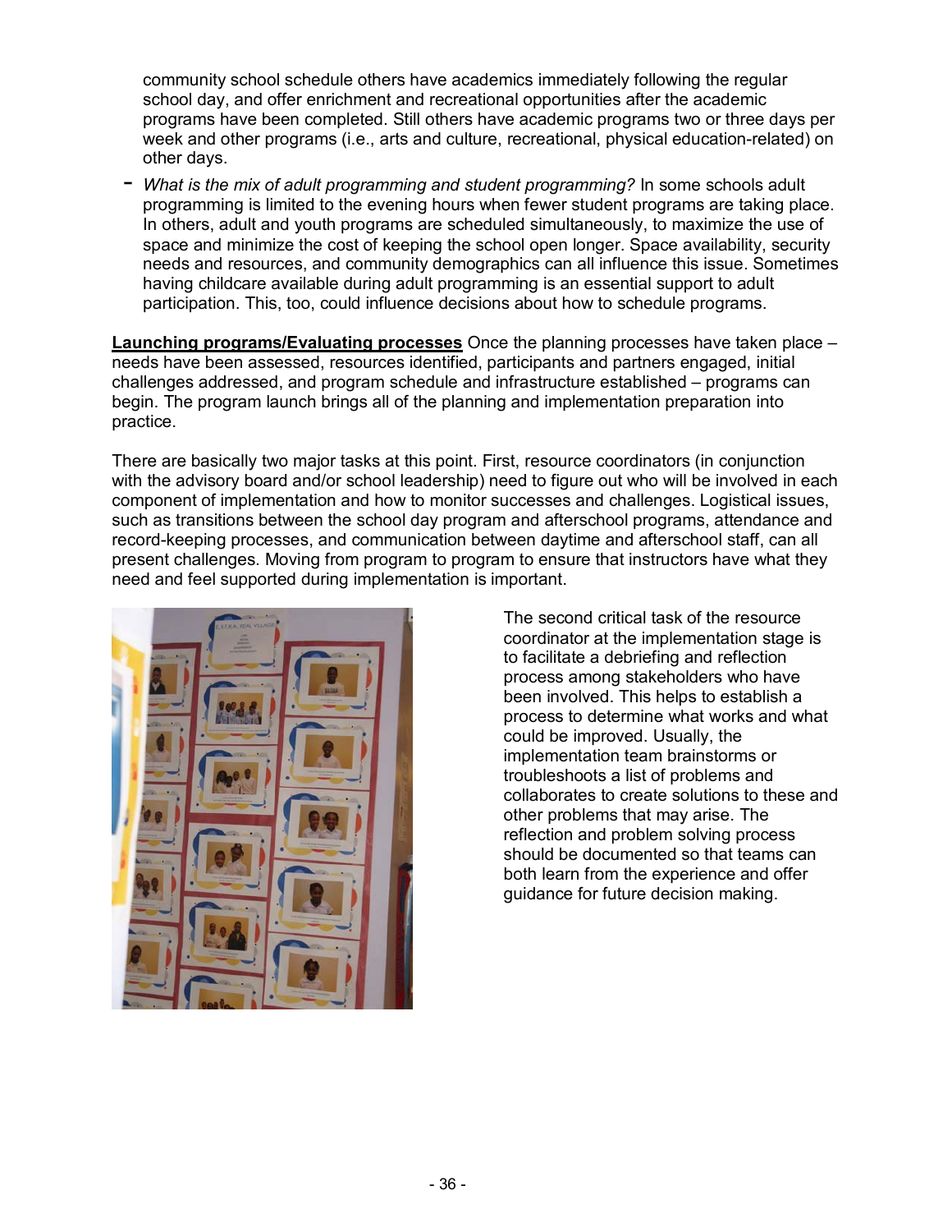community school schedule others have academics immediately following the regular school day, and offer enrichment and recreational opportunities after the academic programs have been completed. Still others have academic programs two or three days per week and other programs (i.e., arts and culture, recreational, physical education-related) on other days.

- *What is the mix of adult programming and student programming?* In some schools adult programming is limited to the evening hours when fewer student programs are taking place. In others, adult and youth programs are scheduled simultaneously, to maximize the use of space and minimize the cost of keeping the school open longer. Space availability, security needs and resources, and community demographics can all influence this issue. Sometimes having childcare available during adult programming is an essential support to adult participation. This, too, could influence decisions about how to schedule programs.

**Launching programs/Evaluating processes** Once the planning processes have taken place – needs have been assessed, resources identified, participants and partners engaged, initial challenges addressed, and program schedule and infrastructure established – programs can begin. The program launch brings all of the planning and implementation preparation into practice.

There are basically two major tasks at this point. First, resource coordinators (in conjunction with the advisory board and/or school leadership) need to figure out who will be involved in each component of implementation and how to monitor successes and challenges. Logistical issues, such as transitions between the school day program and afterschool programs, attendance and record-keeping processes, and communication between daytime and afterschool staff, can all present challenges. Moving from program to program to ensure that instructors have what they need and feel supported during implementation is important.

The second critical task of the resource coordinator at the implementation stage is to facilitate a debriefing and reflection process among stakeholders who have been involved. This helps to establish a process to determine what works and what could be improved. Usually, the implementation team brainstorms or troubleshoots a list of problems and collaborates to create solutions to these and other problems that may arise. The reflection and problem solving process should be documented so that teams can both learn from the experience and offer guidance for future decision making.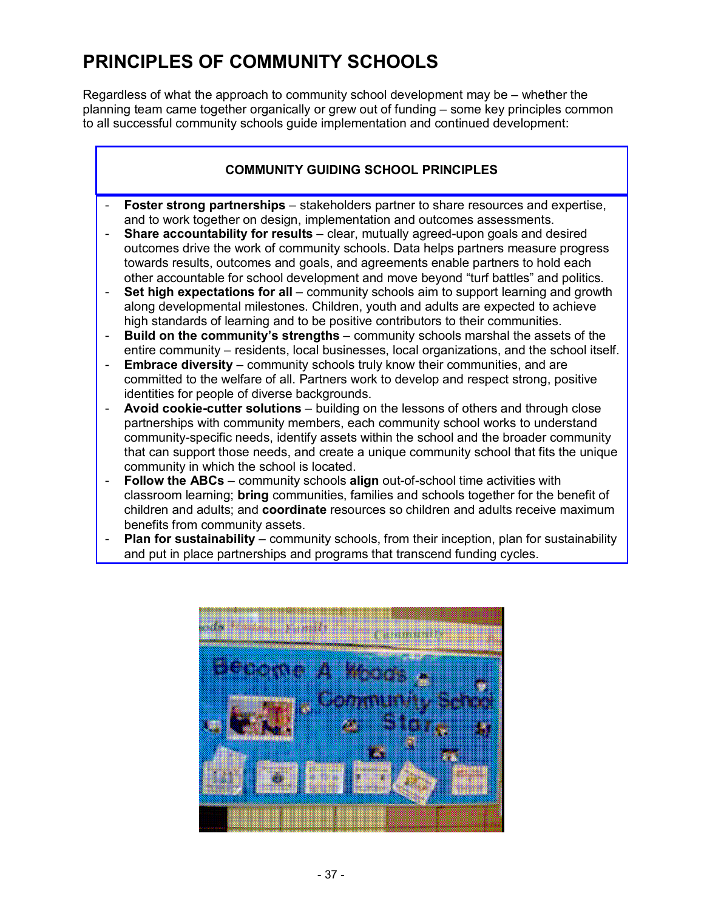# PRINCIPLES OF COMMUNITY SCHOOLS

Regardless of what the approach to community school development may be – whether the planning team came together organically or grew out of funding – some key principles common to all successful community schools guide implementation and continued development:

**COMMUNITY GUIDING SCHOOL PRINCIPLES**

- **Foster strong partnerships** – stakeholders partner to share resources and expertise, and to work together on design, implementation and outcomes assessments.
- **Share accountability for results** – clear, mutually agreed-upon goals and desired outcomes drive the work of community schools. Data helps partners measure progress towards results, outcomes and goals, and agreements enable partners to hold each other accountable for school development and move beyond "turf battles" and politics.
- **Set high expectations for all** – community schools aim to support learning and growth along developmental milestones. Children, youth and adults are expected to achieve high standards of learning and to be positive contributors to their communities.
- **Build on the community's strengths** – community schools marshal the assets of the entire community – residents, local businesses, local organizations, and the school itself.
- **Embrace diversity** – community schools truly know their communities, and are committed to the welfare of all. Partners work to develop and respect strong, positive identities for people of diverse backgrounds.
- **Avoid cookie-cutter solutions** – building on the lessons of others and through close partnerships with community members, each community school works to understand community-specific needs, identify assets within the school and the broader community that can support those needs, and create a unique community school that fits the unique community in which the school is located.
- **Follow the ABCs** – community schools **align** out-of-school time activities with classroom learning; **bring** communities, families and schools together for the benefit of children and adults; and **coordinate** resources so children and adults receive maximum benefits from community assets.
- **Plan for sustainability** – community schools, from their inception, plan for sustainability and put in place partnerships and programs that transcend funding cycles.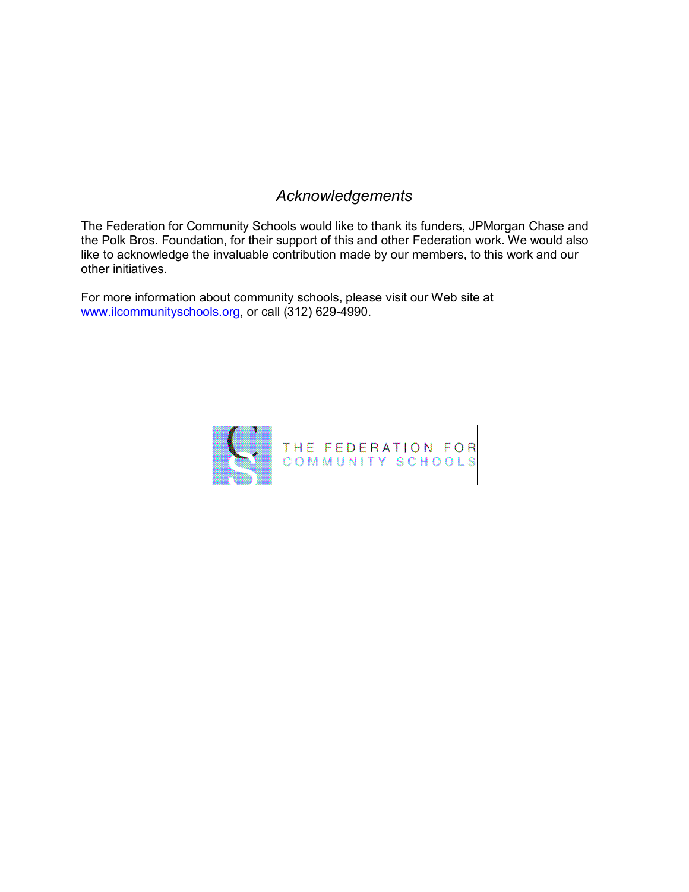## *Acknowledgements*

The Federation for Community Schools would like to thank its funders, JPMorgan Chase and the Polk Bros. Foundation, for their support of this and other Federation work. We would also like to acknowledge the invaluable contribution made by our members, to this work and our other initiatives.

For more information about community schools, please visit our Web site at www.ilcommunityschools.org, or call (312) 629-4990.

THE FEDERATION FOR COMMUNITY SCHOOLS